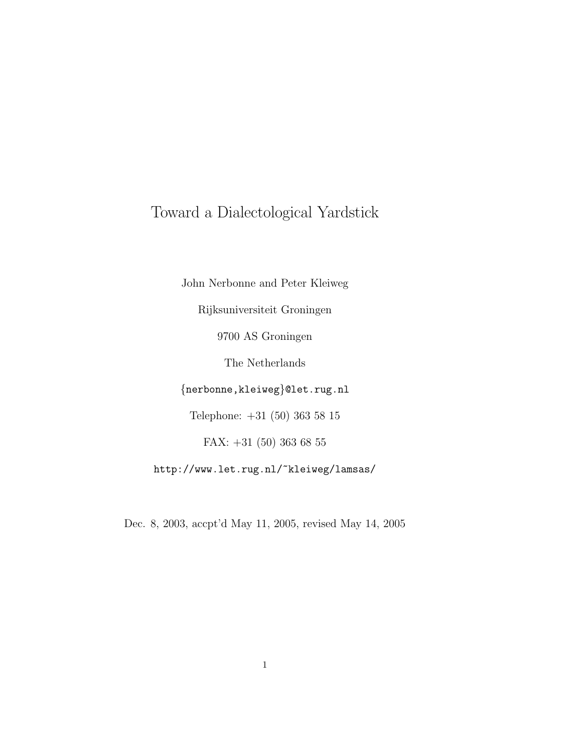# Toward a Dialectological Yardstick

John Nerbonne and Peter Kleiweg

Rijksuniversiteit Groningen

9700 AS Groningen

The Netherlands

{nerbonne,kleiweg}@let.rug.nl

Telephone: +31 (50) 363 58 15

FAX: +31 (50) 363 68 55

http://www.let.rug.nl/~kleiweg/lamsas/

Dec. 8, 2003, accpt'd May 11, 2005, revised May 14, 2005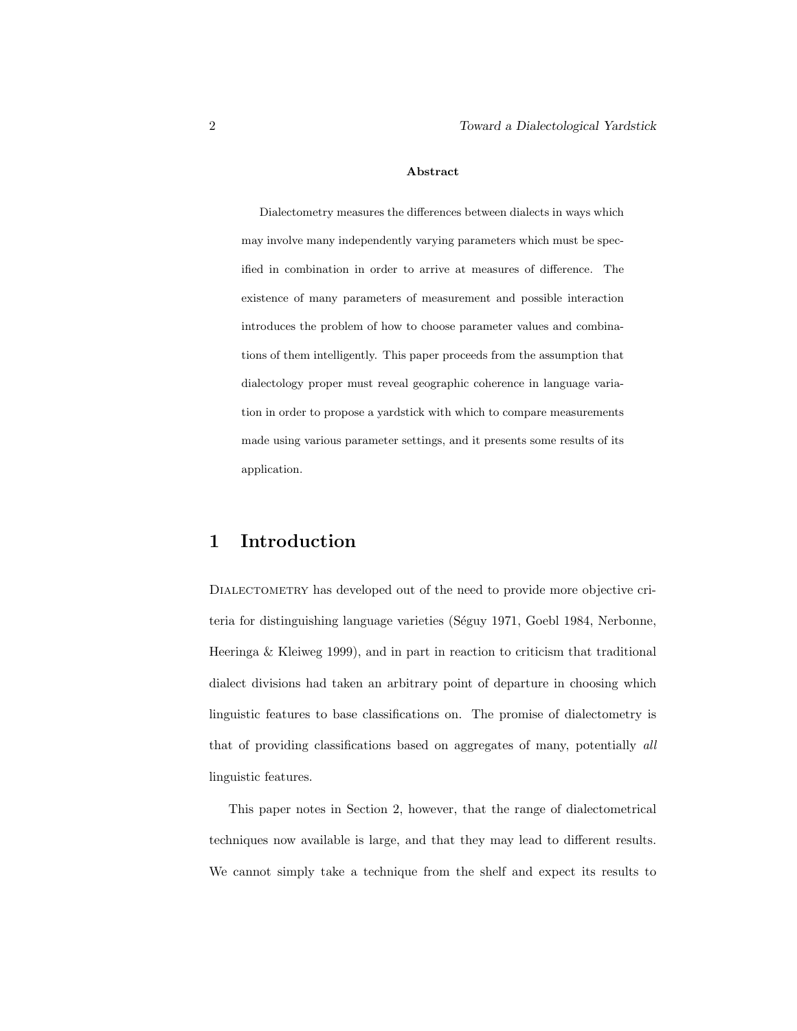**Abstract**

Dialectometry measures the differences between dialects in ways which may involve many independently varying parameters which must be specified in combination in order to arrive at measures of difference. The existence of many parameters of measurement and possible interaction introduces the problem of how to choose parameter values and combinations of them intelligently. This paper proceeds from the assumption that dialectology proper must reveal geographic coherence in language variation in order to propose a yardstick with which to compare measurements made using various parameter settings, and it presents some results of its application.

# 1 Introduction

Dialectometry has developed out of the need to provide more objective criteria for distinguishing language varieties (Séguy 1971, Goebl 1984, Nerbonne, Heeringa & Kleiweg 1999), and in part in reaction to criticism that traditional dialect divisions had taken an arbitrary point of departure in choosing which linguistic features to base classifications on. The promise of dialectometry is that of providing classifications based on aggregates of many, potentially *all* linguistic features.

This paper notes in Section 2, however, that the range of dialectometrical techniques now available is large, and that they may lead to different results. We cannot simply take a technique from the shelf and expect its results to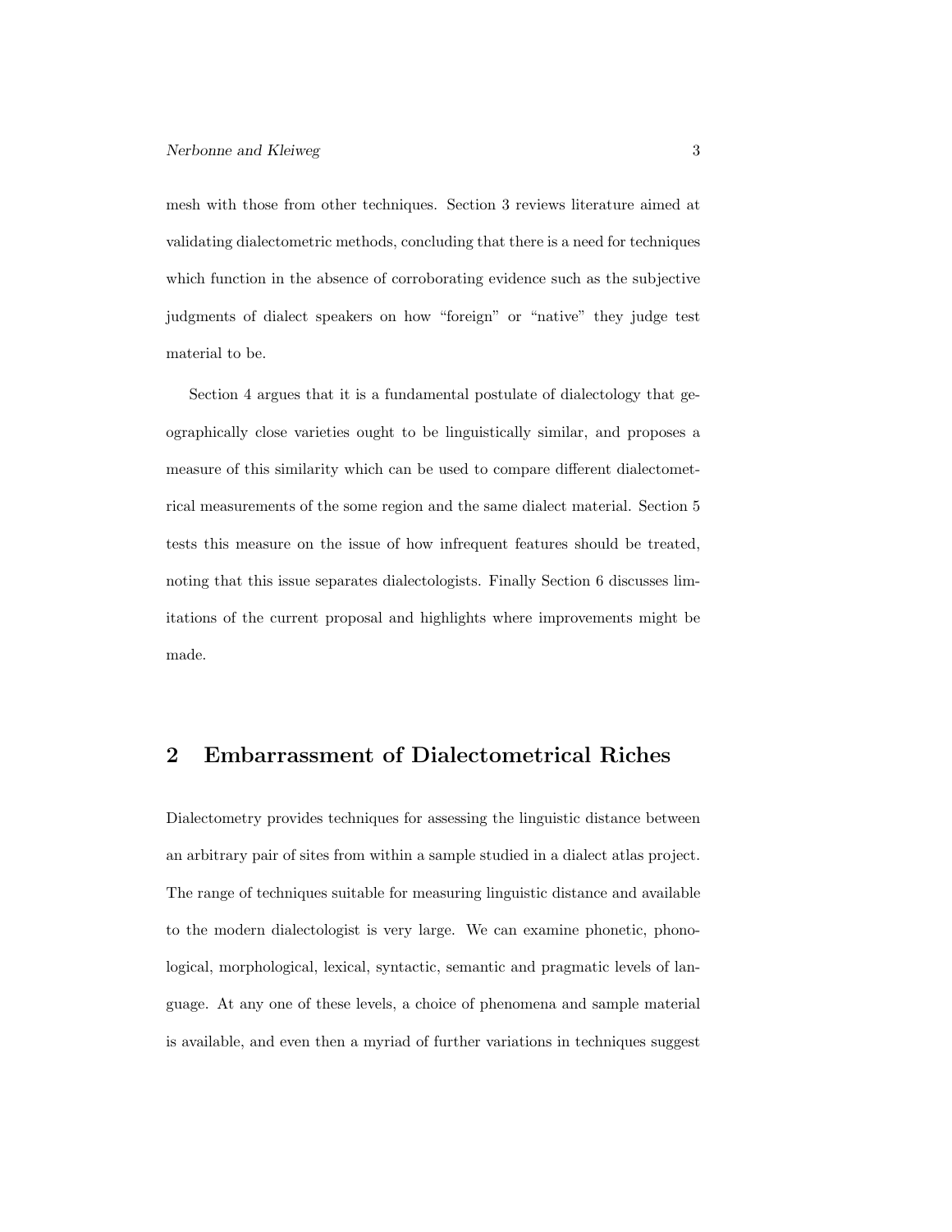mesh with those from other techniques. Section 3 reviews literature aimed at validating dialectometric methods, concluding that there is a need for techniques which function in the absence of corroborating evidence such as the subjective judgments of dialect speakers on how "foreign" or "native" they judge test material to be.

Section 4 argues that it is a fundamental postulate of dialectology that geographically close varieties ought to be linguistically similar, and proposes a measure of this similarity which can be used to compare different dialectometrical measurements of the some region and the same dialect material. Section 5 tests this measure on the issue of how infrequent features should be treated, noting that this issue separates dialectologists. Finally Section 6 discusses limitations of the current proposal and highlights where improvements might be made.

## 2 Embarrassment of Dialectometrical Riches

Dialectometry provides techniques for assessing the linguistic distance between an arbitrary pair of sites from within a sample studied in a dialect atlas project. The range of techniques suitable for measuring linguistic distance and available to the modern dialectologist is very large. We can examine phonetic, phonological, morphological, lexical, syntactic, semantic and pragmatic levels of language. At any one of these levels, a choice of phenomena and sample material is available, and even then a myriad of further variations in techniques suggest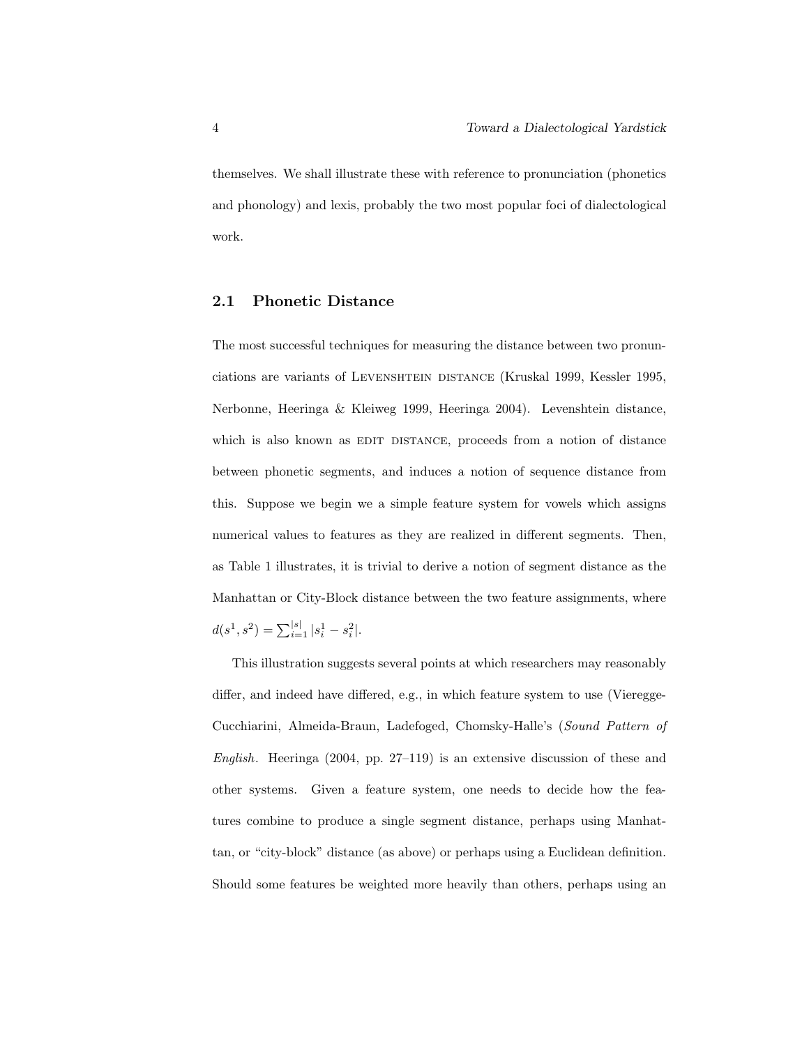themselves. We shall illustrate these with reference to pronunciation (phonetics and phonology) and lexis, probably the two most popular foci of dialectological work.

## 2.1 Phonetic Distance

The most successful techniques for measuring the distance between two pronunciations are variants of Levenshtein distance (Kruskal 1999, Kessler 1995, Nerbonne, Heeringa & Kleiweg 1999, Heeringa 2004). Levenshtein distance, which is also known as edit distance, proceeds from a notion of distance between phonetic segments, and induces a notion of sequence distance from this. Suppose we begin we a simple feature system for vowels which assigns numerical values to features as they are realized in different segments. Then, as Table 1 illustrates, it is trivial to derive a notion of segment distance as the Manhattan or City-Block distance between the two feature assignments, where $d(s^1, s^2) = \sum_{i=1}^{|s|} |s_i^1 - s_i^2|$.

This illustration suggests several points at which researchers may reasonably differ, and indeed have differed, e.g., in which feature system to use (Vieregge-Cucchiarini, Almeida-Braun, Ladefoged, Chomsky-Halle's (*Sound Pattern of English*. Heeringa (2004, pp. 27–119) is an extensive discussion of these and other systems. Given a feature system, one needs to decide how the features combine to produce a single segment distance, perhaps using Manhattan, or "city-block" distance (as above) or perhaps using a Euclidean definition. Should some features be weighted more heavily than others, perhaps using an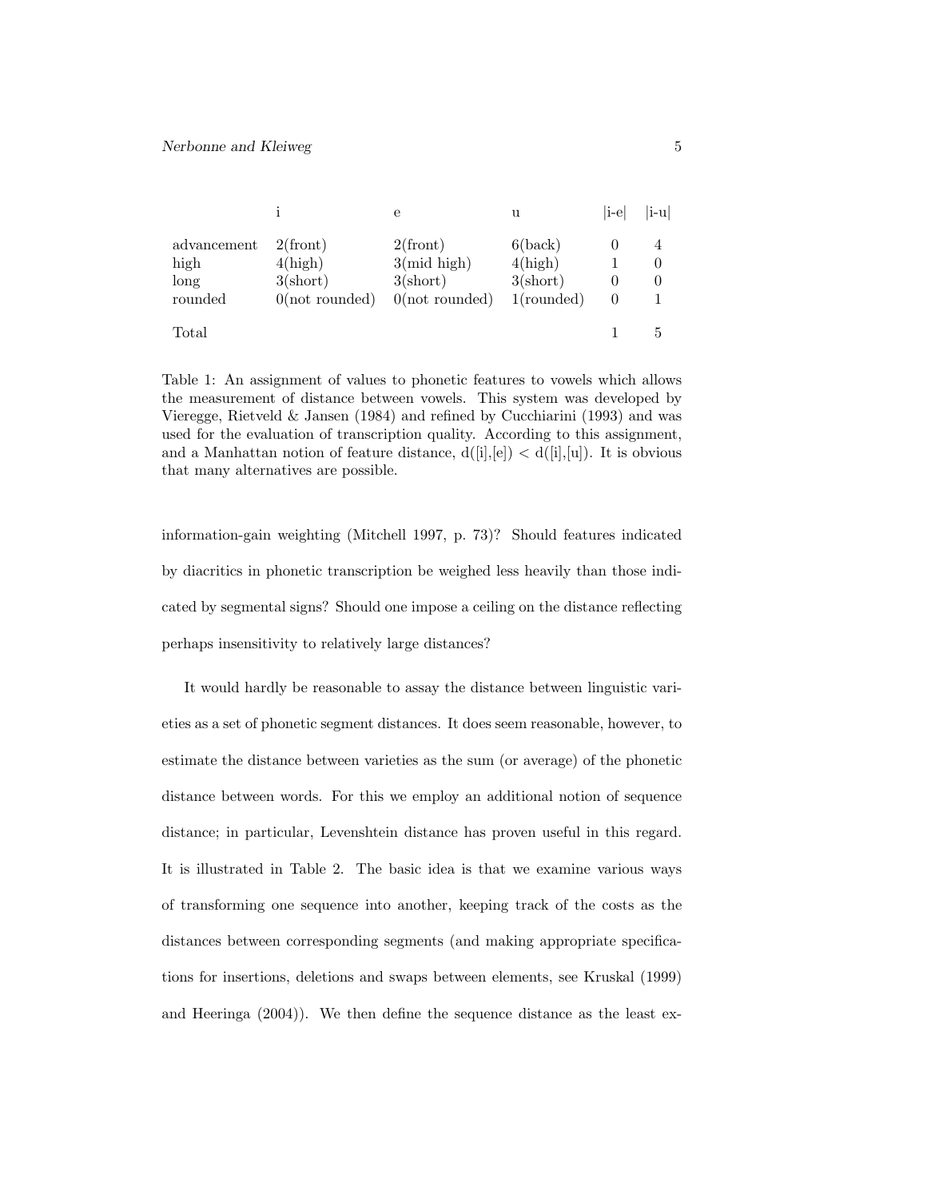| | i | e | u | \|i-e\| | \|i-u\| |
|---|---|---|---|---|---|
| advancement | 2(front) | 2(front) | 6(back) | 0 | 4 |
| high | 4(high) | 3(mid high) | 4(high) | 1 | 0 |
| long | 3(short) | 3(short) | 3(short) | 0 | 0 |
| rounded | 0(not rounded) | 0(not rounded) | 1(rounded) | 0 | 1 |
| Total | | | | 1 | 5 |

Table 1: An assignment of values to phonetic features to vowels which allows the measurement of distance between vowels. This system was developed by Vieregge, Rietveld & Jansen (1984) and refined by Cucchiarini (1993) and was used for the evaluation of transcription quality. According to this assignment, and a Manhattan notion of feature distance, d([i],[e]) < d([i],[u]). It is obvious that many alternatives are possible.

information-gain weighting (Mitchell 1997, p. 73)? Should features indicated by diacritics in phonetic transcription be weighed less heavily than those indicated by segmental signs? Should one impose a ceiling on the distance reflecting perhaps insensitivity to relatively large distances?

It would hardly be reasonable to assay the distance between linguistic varieties as a set of phonetic segment distances. It does seem reasonable, however, to estimate the distance between varieties as the sum (or average) of the phonetic distance between words. For this we employ an additional notion of sequence distance; in particular, Levenshtein distance has proven useful in this regard. It is illustrated in Table 2. The basic idea is that we examine various ways of transforming one sequence into another, keeping track of the costs as the distances between corresponding segments (and making appropriate specifications for insertions, deletions and swaps between elements, see Kruskal (1999) and Heeringa (2004)). We then define the sequence distance as the least ex-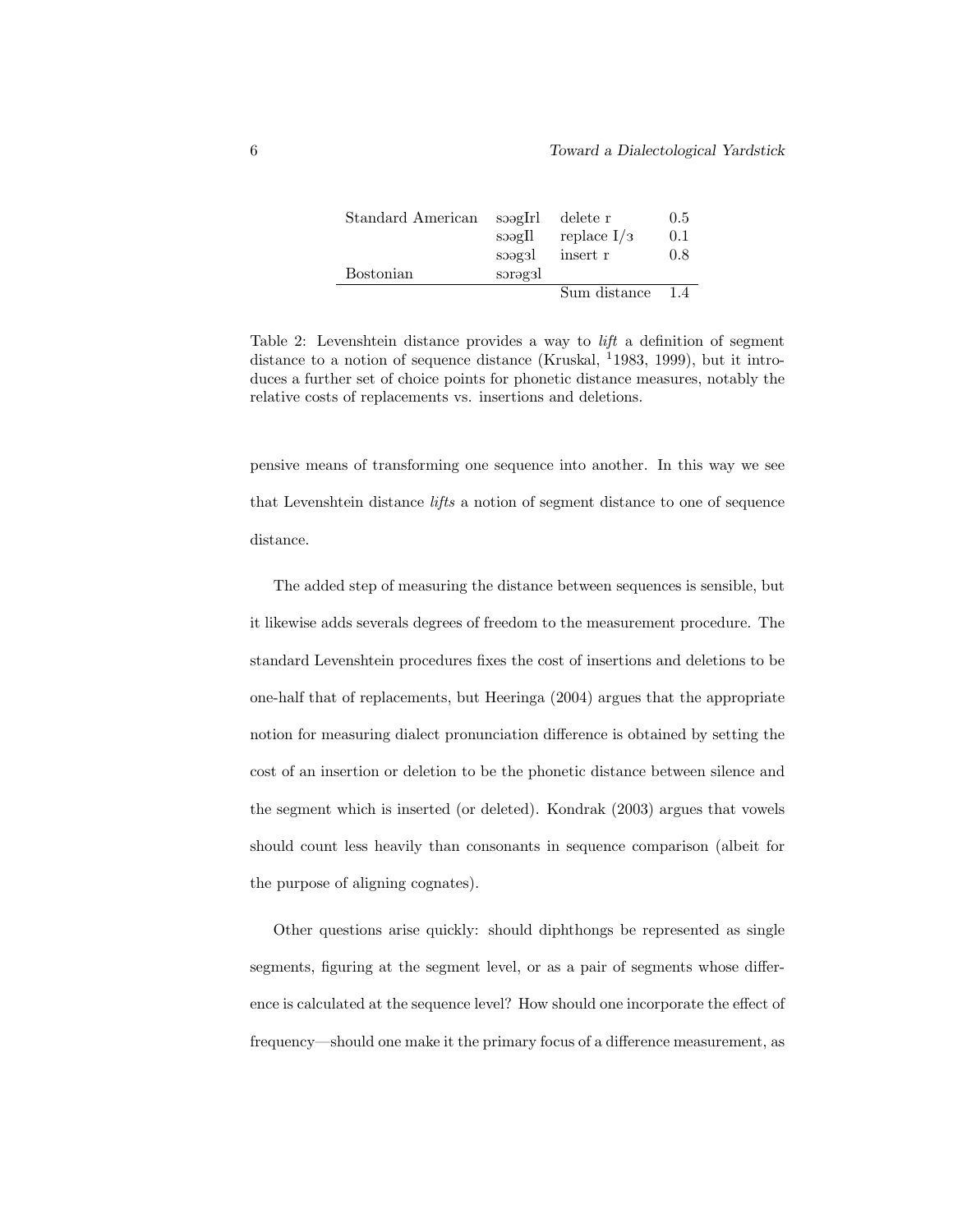| | | | |
|---|---|---|---|
| Standard American | sɔəgIrl | delete r | 0.5 |
| | sɔəgIl | replace I/ɜ | 0.1 |
| | sɔəgɜl | insert r | 0.8 |
| Bostonian | sɔrəgɜl | | |
| | | Sum distance | 1.4 |

Table 2: Levenshtein distance provides a way to *lift* a definition of segment distance to a notion of sequence distance (Kruskal, [1]1983, 1999), but it introduces a further set of choice points for phonetic distance measures, notably the relative costs of replacements vs. insertions and deletions.

pensive means of transforming one sequence into another. In this way we see that Levenshtein distance *lifts* a notion of segment distance to one of sequence distance.

The added step of measuring the distance between sequences is sensible, but it likewise adds severals degrees of freedom to the measurement procedure. The standard Levenshtein procedures fixes the cost of insertions and deletions to be one-half that of replacements, but Heeringa (2004) argues that the appropriate notion for measuring dialect pronunciation difference is obtained by setting the cost of an insertion or deletion to be the phonetic distance between silence and the segment which is inserted (or deleted). Kondrak (2003) argues that vowels should count less heavily than consonants in sequence comparison (albeit for the purpose of aligning cognates).

Other questions arise quickly: should diphthongs be represented as single segments, figuring at the segment level, or as a pair of segments whose difference is calculated at the sequence level? How should one incorporate the effect of frequency—should one make it the primary focus of a difference measurement, as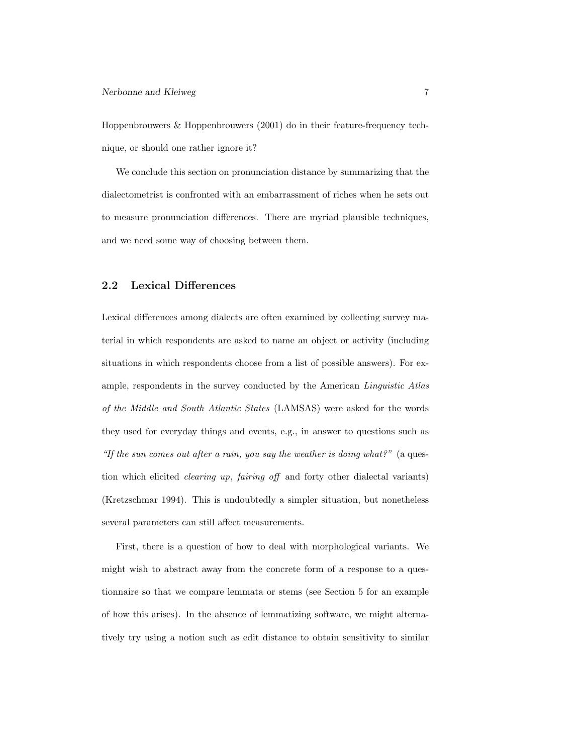Hoppenbrouwers & Hoppenbrouwers (2001) do in their feature-frequency technique, or should one rather ignore it?

We conclude this section on pronunciation distance by summarizing that the dialectometrist is confronted with an embarrassment of riches when he sets out to measure pronunciation differences. There are myriad plausible techniques, and we need some way of choosing between them.

## 2.2 Lexical Differences

Lexical differences among dialects are often examined by collecting survey material in which respondents are asked to name an object or activity (including situations in which respondents choose from a list of possible answers). For example, respondents in the survey conducted by the American *Linguistic Atlas of the Middle and South Atlantic States* (LAMSAS) were asked for the words they used for everyday things and events, e.g., in answer to questions such as *"If the sun comes out after a rain, you say the weather is doing what?"* (a question which elicited *clearing up*, *fairing off* and forty other dialectal variants) (Kretzschmar 1994). This is undoubtedly a simpler situation, but nonetheless several parameters can still affect measurements.

First, there is a question of how to deal with morphological variants. We might wish to abstract away from the concrete form of a response to a questionnaire so that we compare lemmata or stems (see Section 5 for an example of how this arises). In the absence of lemmatizing software, we might alternatively try using a notion such as edit distance to obtain sensitivity to similar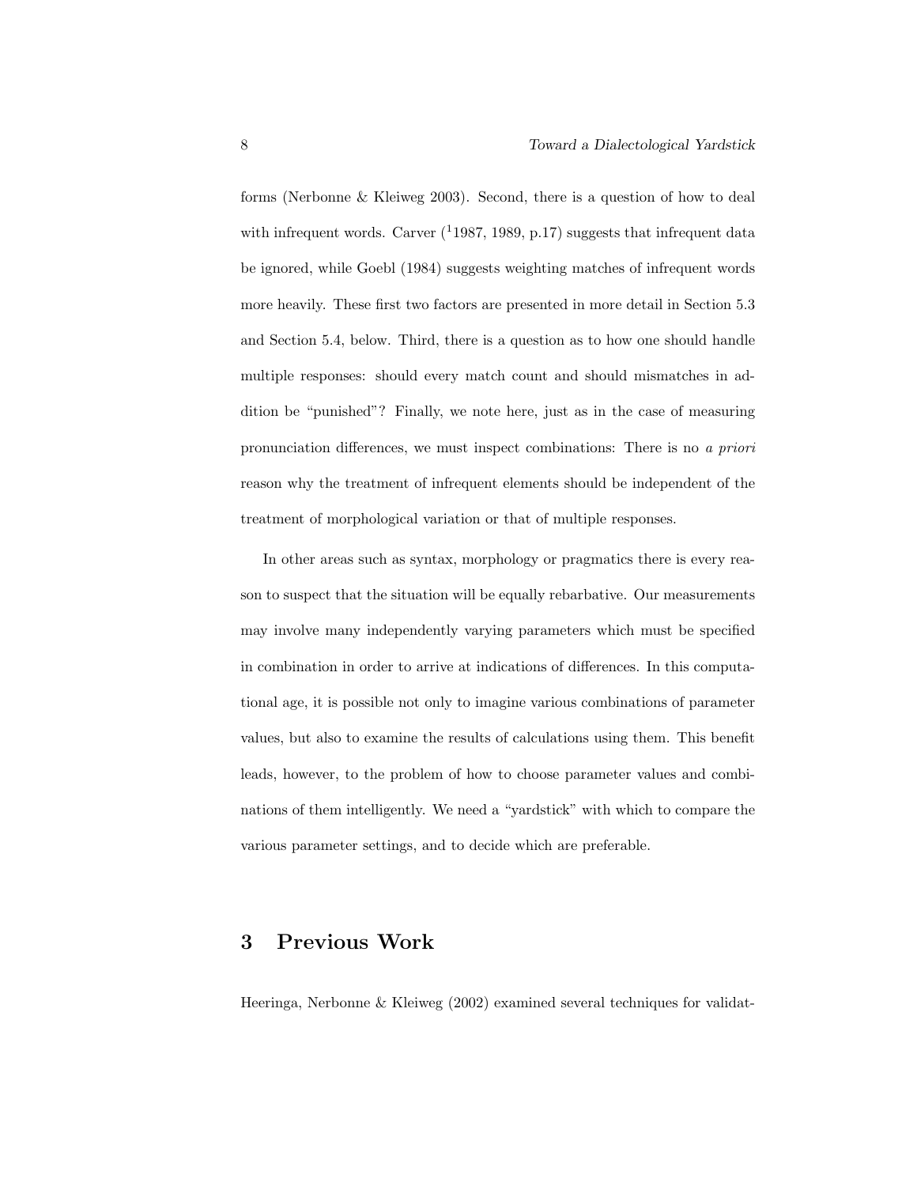forms (Nerbonne & Kleiweg 2003). Second, there is a question of how to deal with infrequent words. Carver ([1]1987, 1989, p.17) suggests that infrequent data be ignored, while Goebl (1984) suggests weighting matches of infrequent words more heavily. These first two factors are presented in more detail in Section 5.3 and Section 5.4, below. Third, there is a question as to how one should handle multiple responses: should every match count and should mismatches in addition be "punished"? Finally, we note here, just as in the case of measuring pronunciation differences, we must inspect combinations: There is no *a priori* reason why the treatment of infrequent elements should be independent of the treatment of morphological variation or that of multiple responses.

In other areas such as syntax, morphology or pragmatics there is every reason to suspect that the situation will be equally rebarbative. Our measurements may involve many independently varying parameters which must be specified in combination in order to arrive at indications of differences. In this computational age, it is possible not only to imagine various combinations of parameter values, but also to examine the results of calculations using them. This benefit leads, however, to the problem of how to choose parameter values and combinations of them intelligently. We need a "yardstick" with which to compare the various parameter settings, and to decide which are preferable.

## 3 Previous Work

Heeringa, Nerbonne & Kleiweg (2002) examined several techniques for validat-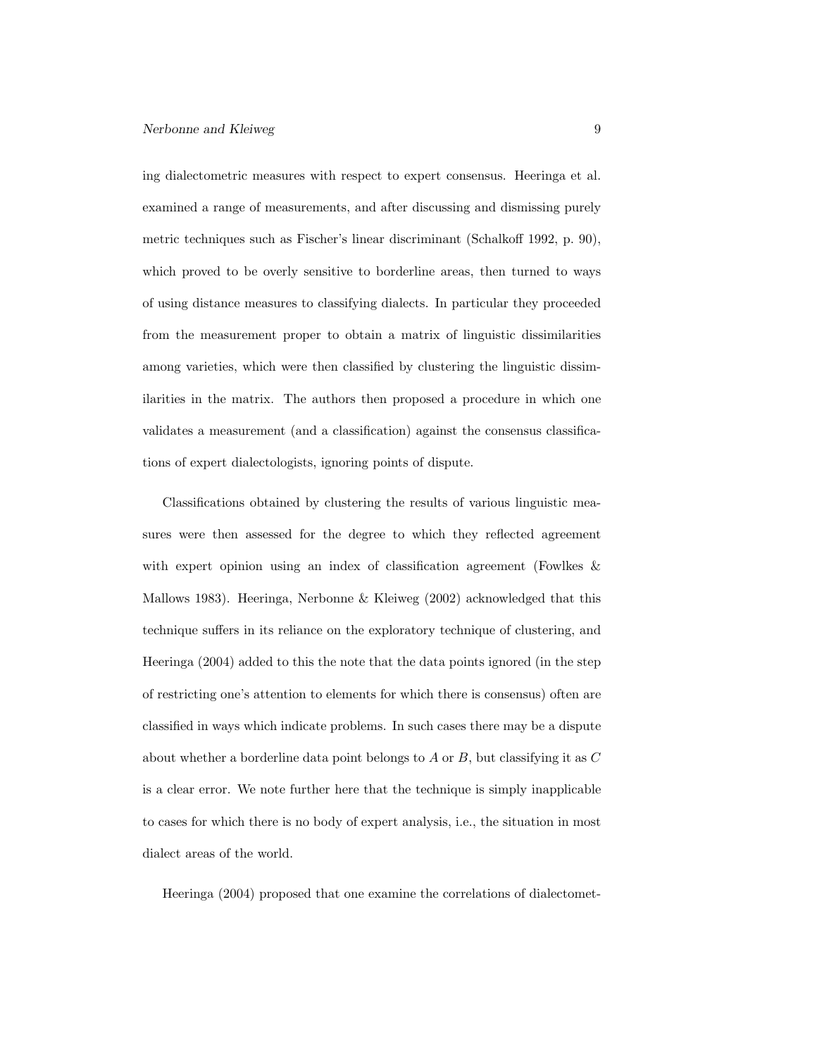ing dialectometric measures with respect to expert consensus. Heeringa et al. examined a range of measurements, and after discussing and dismissing purely metric techniques such as Fischer's linear discriminant (Schalkoff 1992, p. 90), which proved to be overly sensitive to borderline areas, then turned to ways of using distance measures to classifying dialects. In particular they proceeded from the measurement proper to obtain a matrix of linguistic dissimilarities among varieties, which were then classified by clustering the linguistic dissimilarities in the matrix. The authors then proposed a procedure in which one validates a measurement (and a classification) against the consensus classifications of expert dialectologists, ignoring points of dispute.

Classifications obtained by clustering the results of various linguistic measures were then assessed for the degree to which they reflected agreement with expert opinion using an index of classification agreement (Fowlkes & Mallows 1983). Heeringa, Nerbonne & Kleiweg (2002) acknowledged that this technique suffers in its reliance on the exploratory technique of clustering, and Heeringa (2004) added to this the note that the data points ignored (in the step of restricting one's attention to elements for which there is consensus) often are classified in ways which indicate problems. In such cases there may be a dispute about whether a borderline data point belongs to $A$ or $B$, but classifying it as $C$ is a clear error. We note further here that the technique is simply inapplicable to cases for which there is no body of expert analysis, i.e., the situation in most dialect areas of the world.

Heeringa (2004) proposed that one examine the correlations of dialectomet-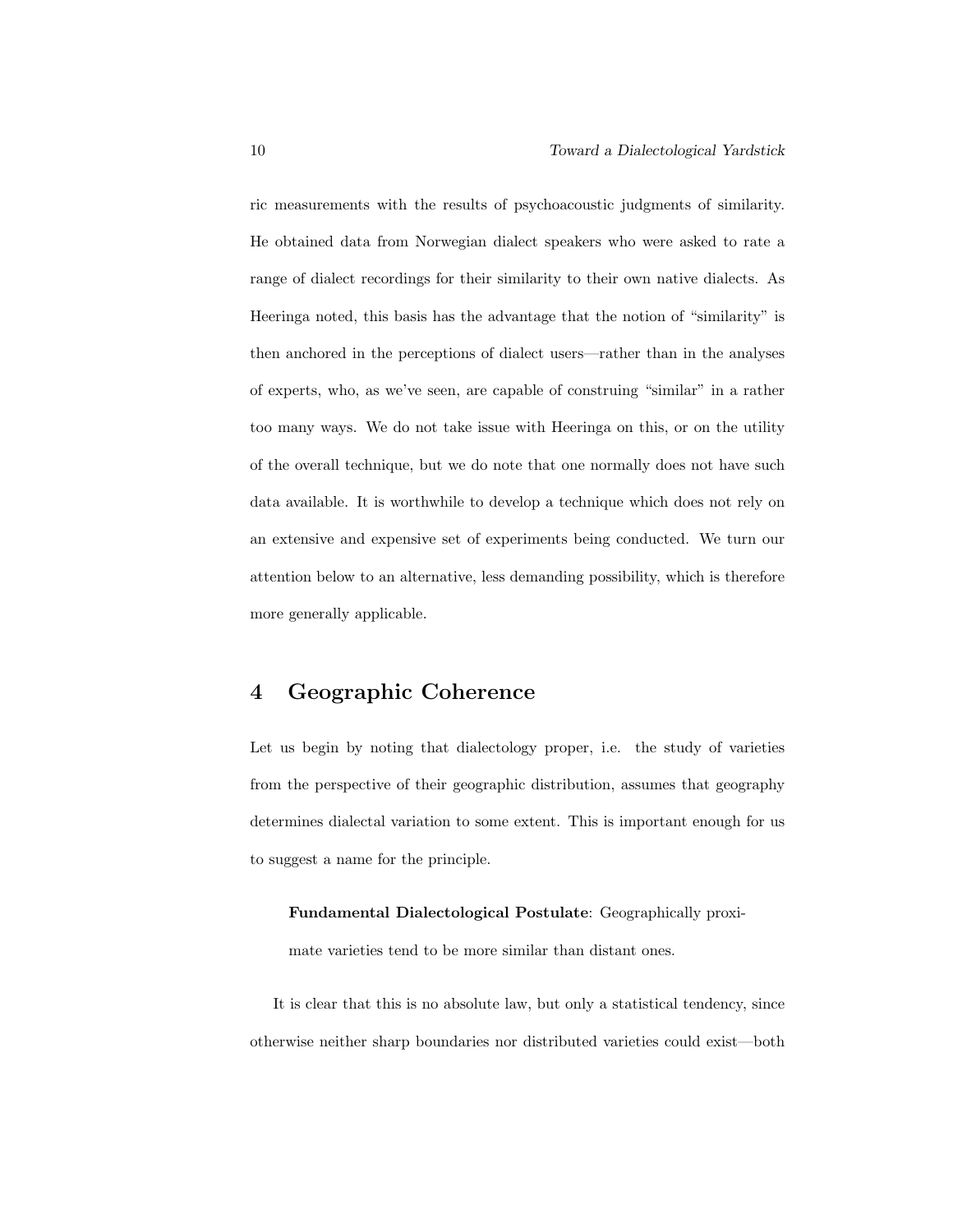ric measurements with the results of psychoacoustic judgments of similarity. He obtained data from Norwegian dialect speakers who were asked to rate a range of dialect recordings for their similarity to their own native dialects. As Heeringa noted, this basis has the advantage that the notion of "similarity" is then anchored in the perceptions of dialect users—rather than in the analyses of experts, who, as we've seen, are capable of construing "similar" in a rather too many ways. We do not take issue with Heeringa on this, or on the utility of the overall technique, but we do note that one normally does not have such data available. It is worthwhile to develop a technique which does not rely on an extensive and expensive set of experiments being conducted. We turn our attention below to an alternative, less demanding possibility, which is therefore more generally applicable.

## 4 Geographic Coherence

Let us begin by noting that dialectology proper, i.e. the study of varieties from the perspective of their geographic distribution, assumes that geography determines dialectal variation to some extent. This is important enough for us to suggest a name for the principle.

> **Fundamental Dialectological Postulate**: Geographically proximate varieties tend to be more similar than distant ones.

It is clear that this is no absolute law, but only a statistical tendency, since otherwise neither sharp boundaries nor distributed varieties could exist—both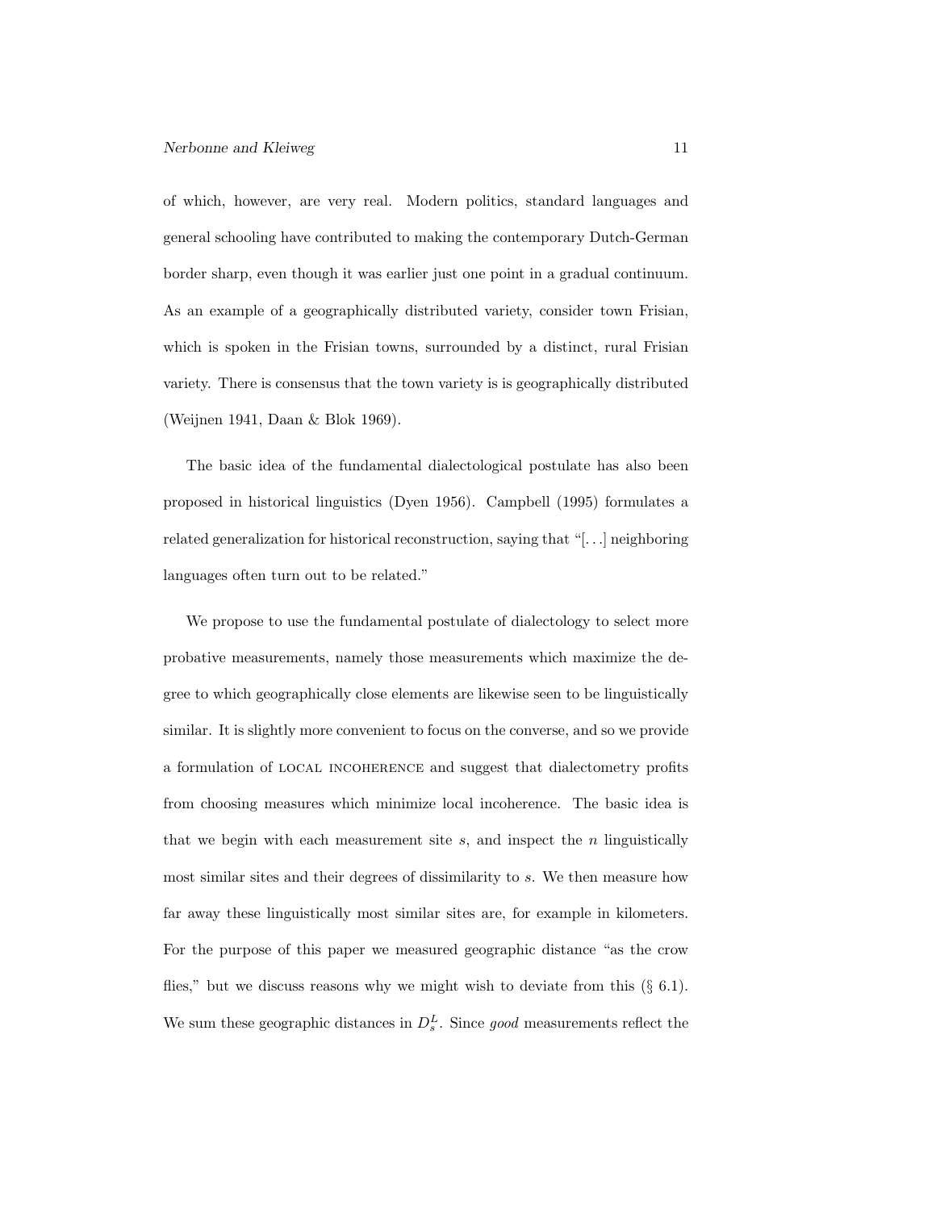of which, however, are very real. Modern politics, standard languages and general schooling have contributed to making the contemporary Dutch-German border sharp, even though it was earlier just one point in a gradual continuum. As an example of a geographically distributed variety, consider town Frisian, which is spoken in the Frisian towns, surrounded by a distinct, rural Frisian variety. There is consensus that the town variety is is geographically distributed (Weijnen 1941, Daan & Blok 1969).

The basic idea of the fundamental dialectological postulate has also been proposed in historical linguistics (Dyen 1956). Campbell (1995) formulates a related generalization for historical reconstruction, saying that "[...] neighboring languages often turn out to be related."

We propose to use the fundamental postulate of dialectology to select more probative measurements, namely those measurements which maximize the degree to which geographically close elements are likewise seen to be linguistically similar. It is slightly more convenient to focus on the converse, and so we provide a formulation of LOCAL INCOHERENCE and suggest that dialectometry profits from choosing measures which minimize local incoherence. The basic idea is that we begin with each measurement site $s$, and inspect the $n$ linguistically most similar sites and their degrees of dissimilarity to $s$. We then measure how far away these linguistically most similar sites are, for example in kilometers. For the purpose of this paper we measured geographic distance "as the crow flies," but we discuss reasons why we might wish to deviate from this (§ 6.1). We sum these geographic distances in $D_s^L$. Since *good* measurements reflect the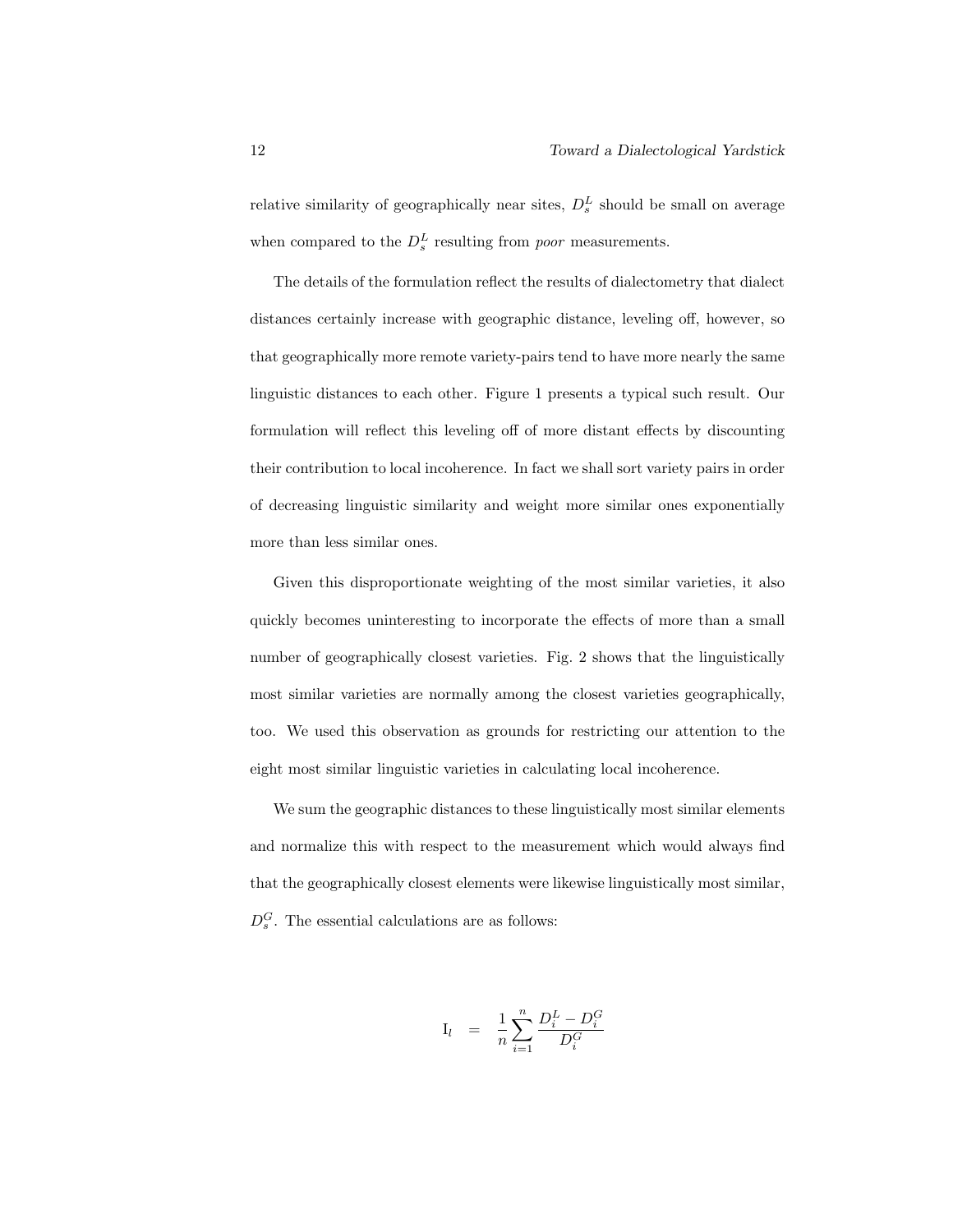relative similarity of geographically near sites, $D_s^L$ should be small on average when compared to the $D_s^L$ resulting from *poor* measurements.

The details of the formulation reflect the results of dialectometry that dialect distances certainly increase with geographic distance, leveling off, however, so that geographically more remote variety-pairs tend to have more nearly the same linguistic distances to each other. Figure 1 presents a typical such result. Our formulation will reflect this leveling off of more distant effects by discounting their contribution to local incoherence. In fact we shall sort variety pairs in order of decreasing linguistic similarity and weight more similar ones exponentially more than less similar ones.

Given this disproportionate weighting of the most similar varieties, it also quickly becomes uninteresting to incorporate the effects of more than a small number of geographically closest varieties. Fig. 2 shows that the linguistically most similar varieties are normally among the closest varieties geographically, too. We used this observation as grounds for restricting our attention to the eight most similar linguistic varieties in calculating local incoherence.

We sum the geographic distances to these linguistically most similar elements and normalize this with respect to the measurement which would always find that the geographically closest elements were likewise linguistically most similar, $D_s^G$. The essential calculations are as follows:

$$\mathrm{I}_l \quad = \quad \frac{1}{n} \sum_{i=1}^{n} \frac{D_i^L - D_i^G}{D_i^G}$$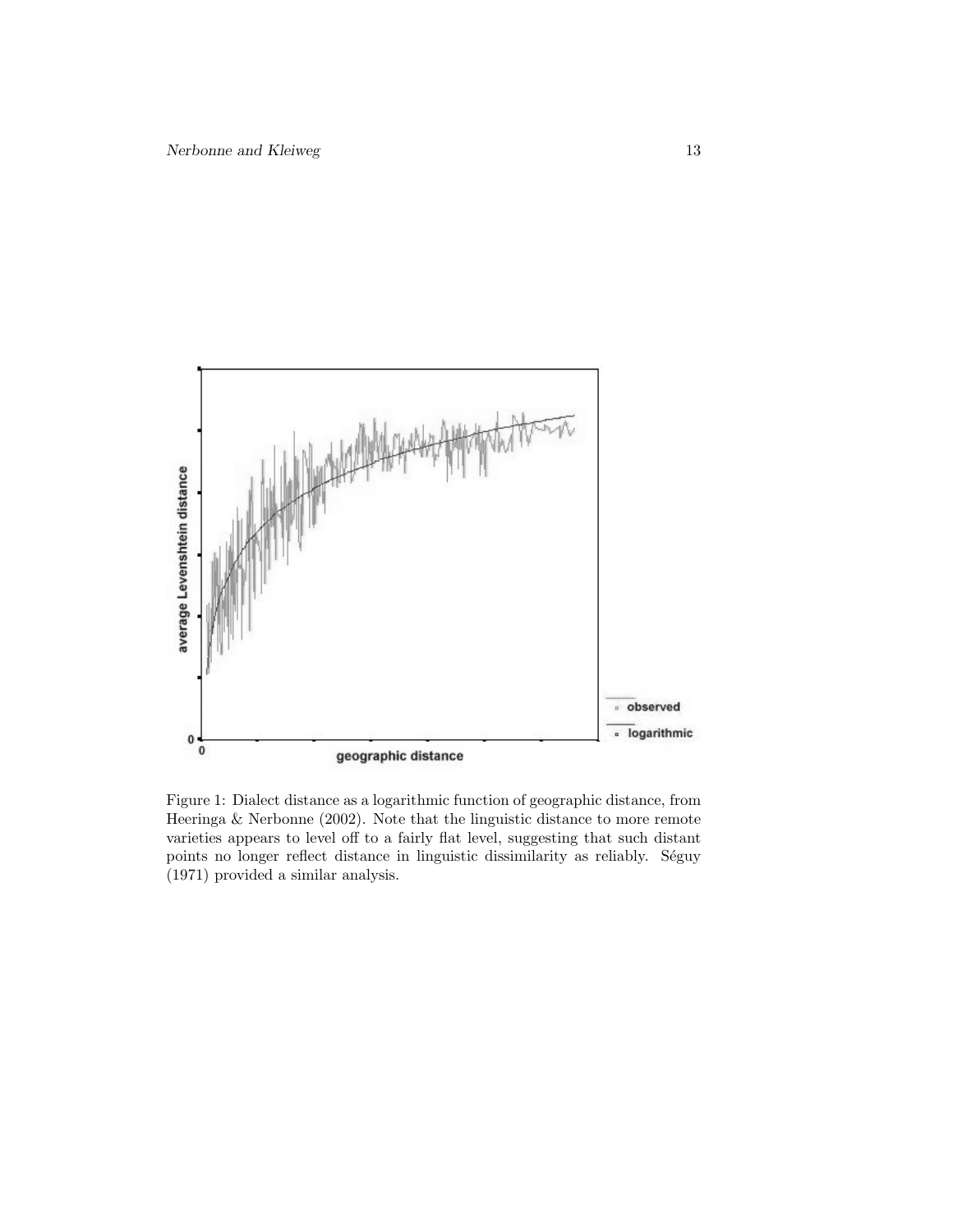Figure 1: Dialect distance as a logarithmic function of geographic distance, from Heeringa & Nerbonne (2002). Note that the linguistic distance to more remote varieties appears to level off to a fairly flat level, suggesting that such distant points no longer reflect distance in linguistic dissimilarity as reliably. Séguy (1971) provided a similar analysis.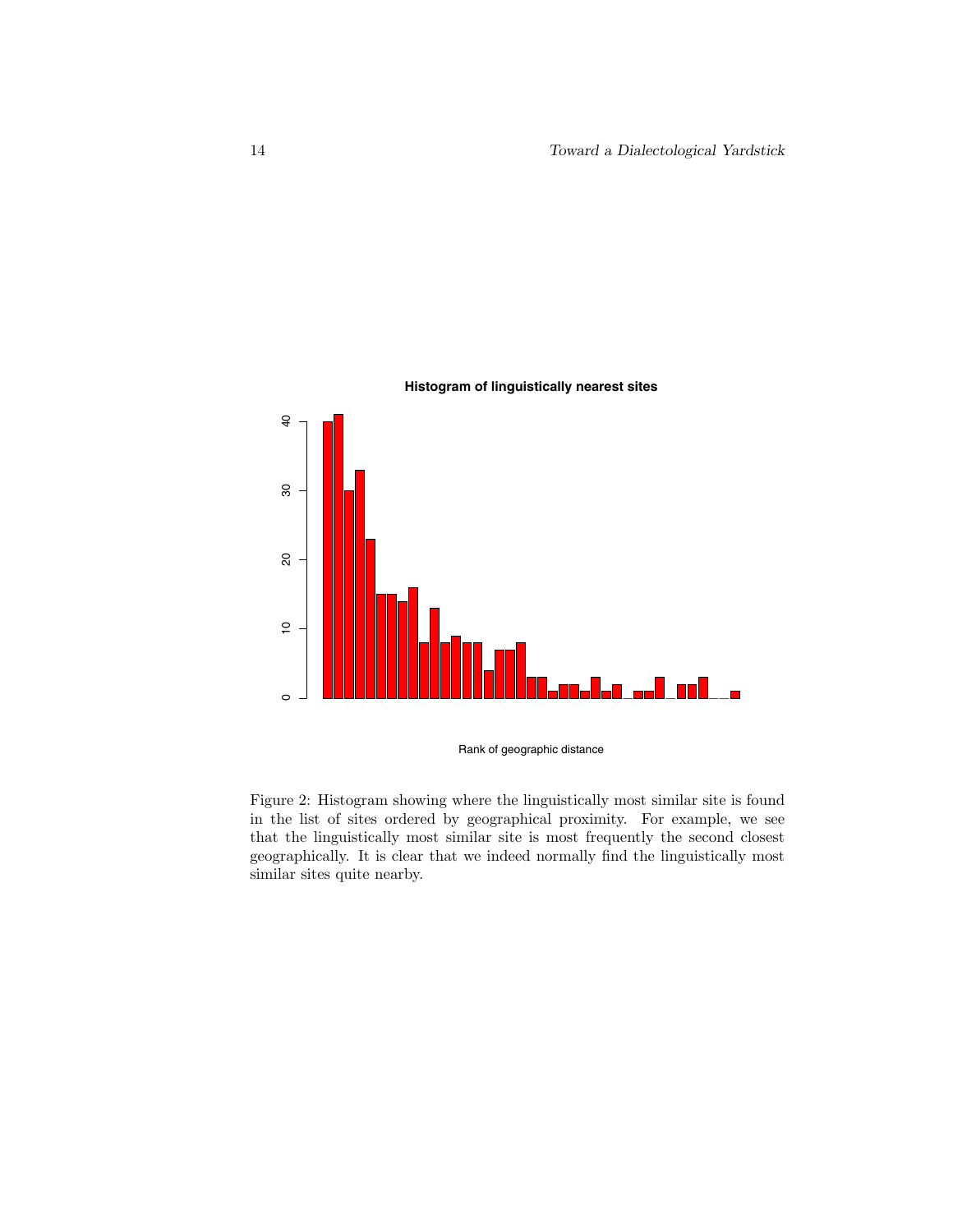Figure 2: Histogram showing where the linguistically most similar site is found in the list of sites ordered by geographical proximity. For example, we see that the linguistically most similar site is most frequently the second closest geographically. It is clear that we indeed normally find the linguistically most similar sites quite nearby.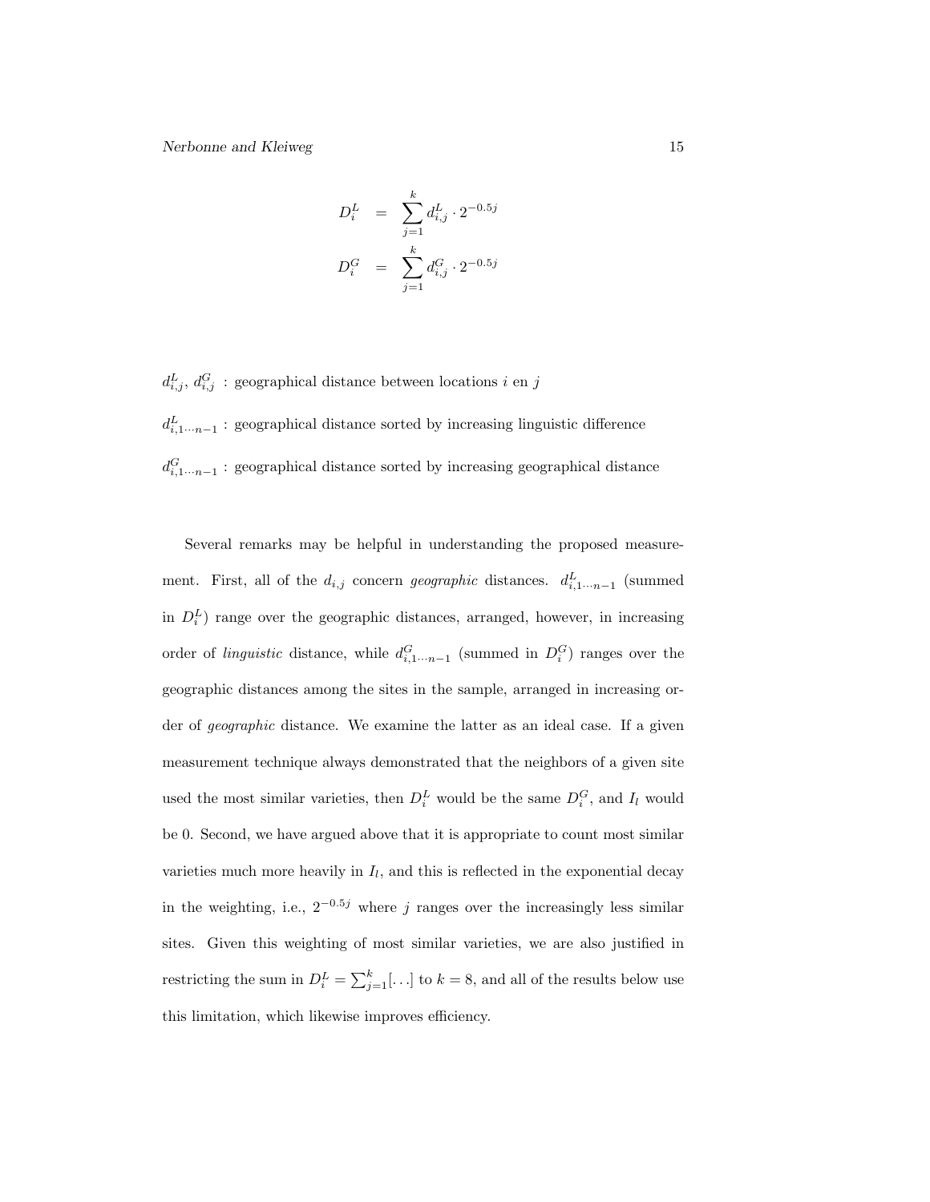$$
\begin{aligned}
D_i^L &= \sum_{j=1}^{k} d_{i,j}^L \cdot 2^{-0.5j} \\
D_i^G &= \sum_{j=1}^{k} d_{i,j}^G \cdot 2^{-0.5j}
\end{aligned}
$$

$d_{i,j}^L$, $d_{i,j}^G$ : geographical distance between locations $i$ en $j$

$d_{i,1\cdots n-1}^L$ : geographical distance sorted by increasing linguistic difference

$d_{i,1\cdots n-1}^G$ : geographical distance sorted by increasing geographical distance

Several remarks may be helpful in understanding the proposed measurement. First, all of the $d_{i,j}$ concern *geographic* distances. $d_{i,1\cdots n-1}^L$ (summed in $D_i^L$) range over the geographic distances, arranged, however, in increasing order of *linguistic* distance, while $d_{i,1\cdots n-1}^G$ (summed in $D_i^G$) ranges over the geographic distances among the sites in the sample, arranged in increasing order of *geographic* distance. We examine the latter as an ideal case. If a given measurement technique always demonstrated that the neighbors of a given site used the most similar varieties, then $D_i^L$ would be the same $D_i^G$, and $I_l$ would be 0. Second, we have argued above that it is appropriate to count most similar varieties much more heavily in $I_l$, and this is reflected in the exponential decay in the weighting, i.e., $2^{-0.5j}$ where $j$ ranges over the increasingly less similar sites. Given this weighting of most similar varieties, we are also justified in restricting the sum in $D_i^L = \sum_{j=1}^{k}[\ldots]$ to $k = 8$, and all of the results below use this limitation, which likewise improves efficiency.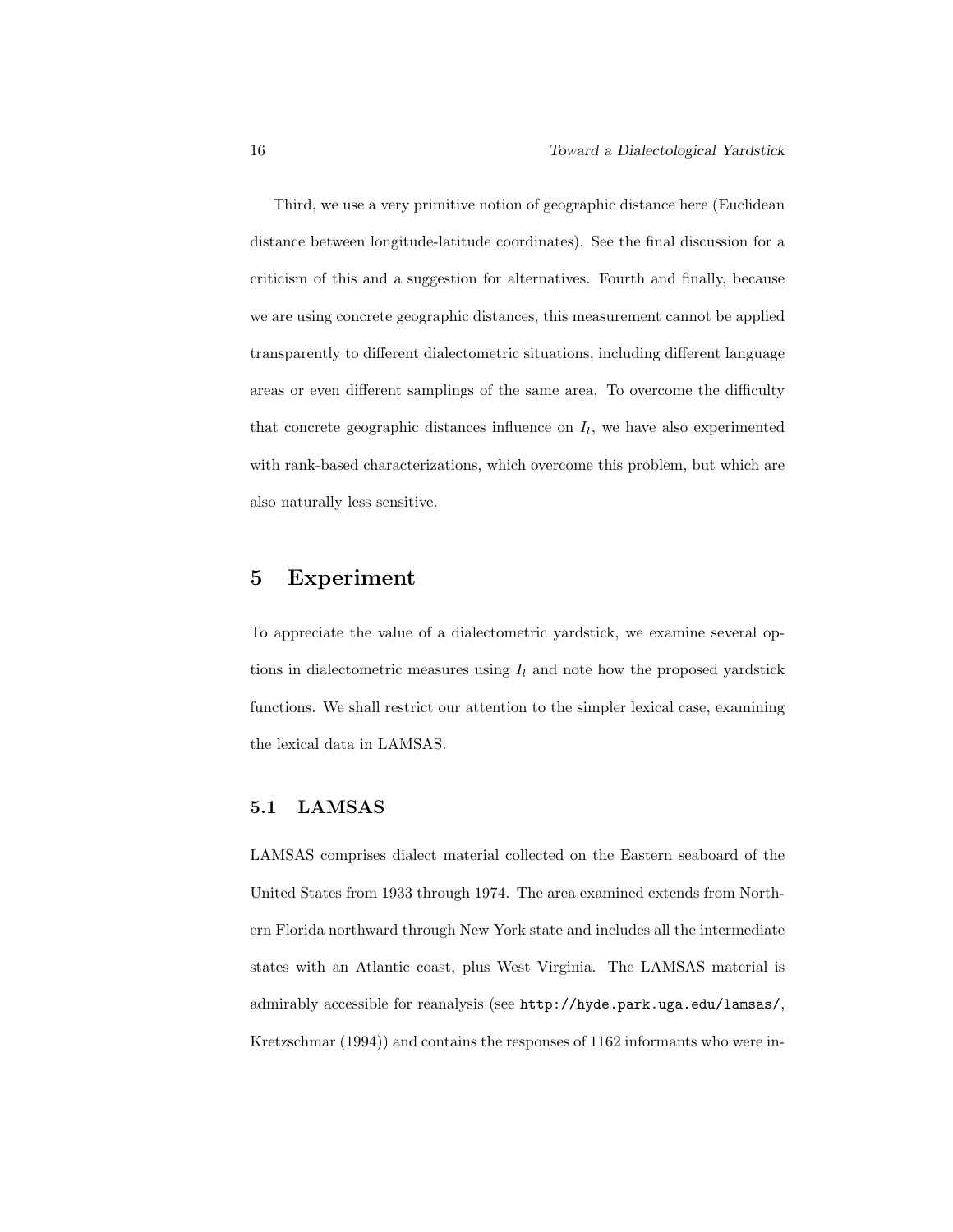Third, we use a very primitive notion of geographic distance here (Euclidean distance between longitude-latitude coordinates). See the final discussion for a criticism of this and a suggestion for alternatives. Fourth and finally, because we are using concrete geographic distances, this measurement cannot be applied transparently to different dialectometric situations, including different language areas or even different samplings of the same area. To overcome the difficulty that concrete geographic distances influence on $I_l$, we have also experimented with rank-based characterizations, which overcome this problem, but which are also naturally less sensitive.

# 5 Experiment

To appreciate the value of a dialectometric yardstick, we examine several options in dialectometric measures using $I_l$ and note how the proposed yardstick functions. We shall restrict our attention to the simpler lexical case, examining the lexical data in LAMSAS.

## 5.1 LAMSAS

LAMSAS comprises dialect material collected on the Eastern seaboard of the United States from 1933 through 1974. The area examined extends from Northern Florida northward through New York state and includes all the intermediate states with an Atlantic coast, plus West Virginia. The LAMSAS material is admirably accessible for reanalysis (see `http://hyde.park.uga.edu/lamsas/`, Kretzschmar (1994)) and contains the responses of 1162 informants who were in-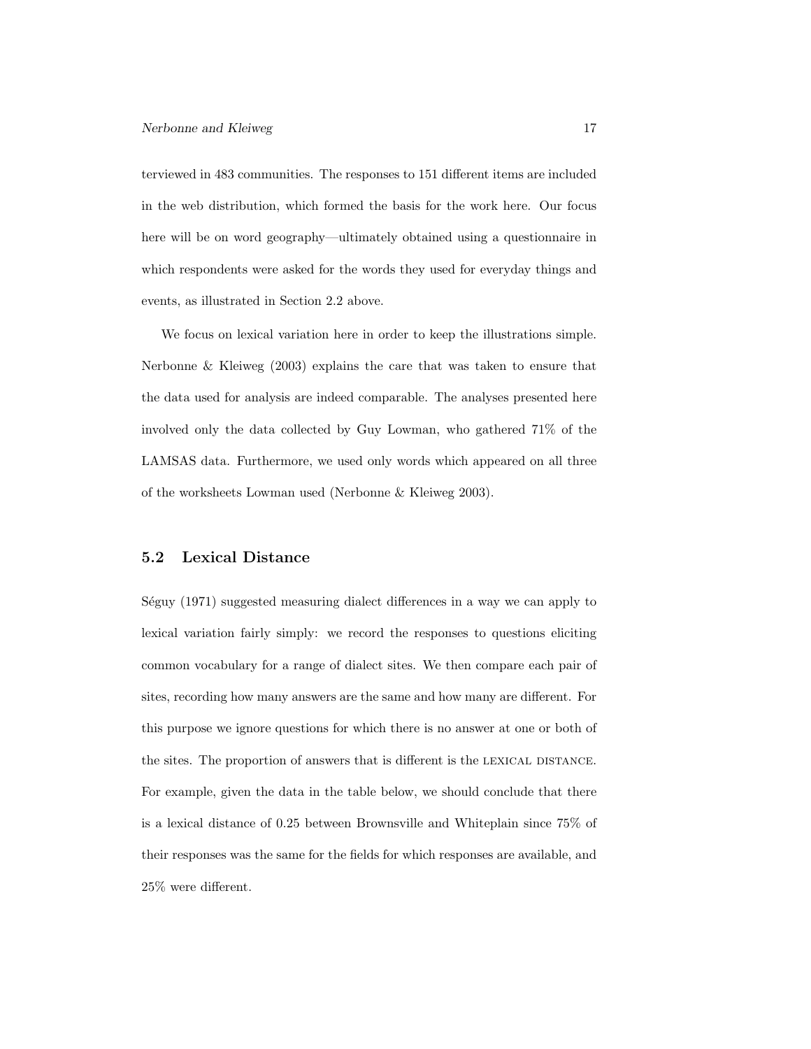terviewed in 483 communities. The responses to 151 different items are included in the web distribution, which formed the basis for the work here. Our focus here will be on word geography—ultimately obtained using a questionnaire in which respondents were asked for the words they used for everyday things and events, as illustrated in Section 2.2 above.

We focus on lexical variation here in order to keep the illustrations simple. Nerbonne & Kleiweg (2003) explains the care that was taken to ensure that the data used for analysis are indeed comparable. The analyses presented here involved only the data collected by Guy Lowman, who gathered 71% of the LAMSAS data. Furthermore, we used only words which appeared on all three of the worksheets Lowman used (Nerbonne & Kleiweg 2003).

### 5.2 Lexical Distance

Séguy (1971) suggested measuring dialect differences in a way we can apply to lexical variation fairly simply: we record the responses to questions eliciting common vocabulary for a range of dialect sites. We then compare each pair of sites, recording how many answers are the same and how many are different. For this purpose we ignore questions for which there is no answer at one or both of the sites. The proportion of answers that is different is the LEXICAL DISTANCE. For example, given the data in the table below, we should conclude that there is a lexical distance of 0.25 between Brownsville and Whiteplain since 75% of their responses was the same for the fields for which responses are available, and 25% were different.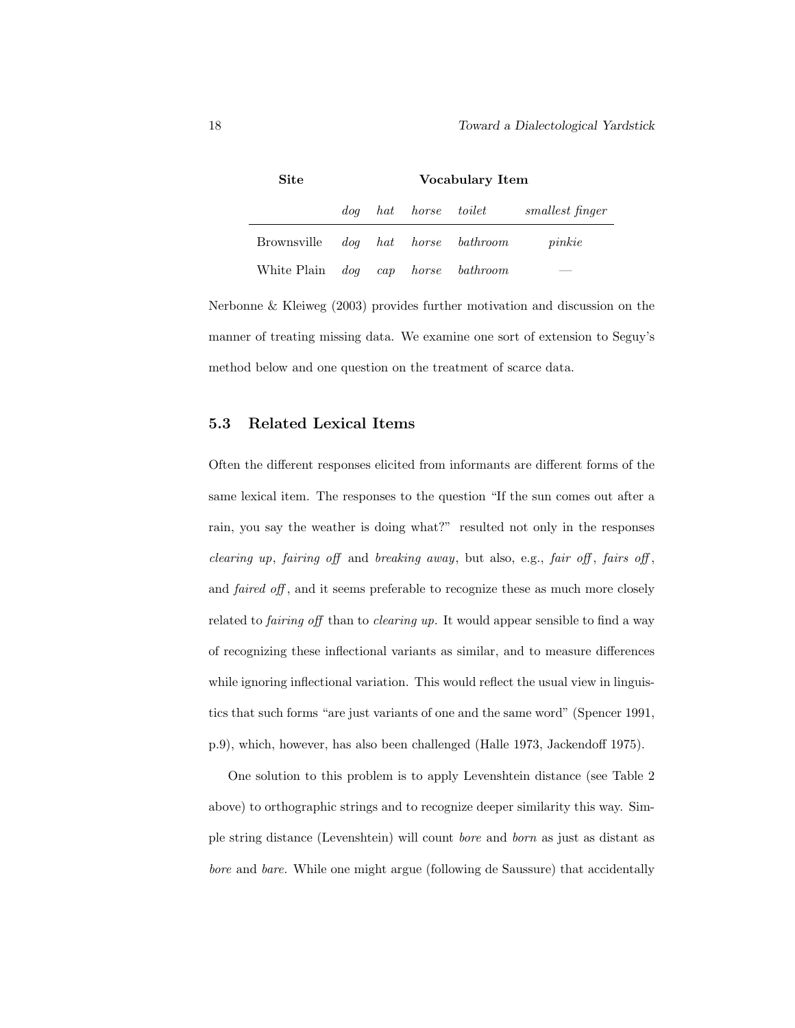| **Site** | **Vocabulary Item** | | | | |
|---|---|---|---|---|---|
| | *dog* | *hat* | *horse* | *toilet* | *smallest finger* |
| Brownsville | *dog* | *hat* | *horse* | *bathroom* | *pinkie* |
| White Plain | *dog* | *cap* | *horse* | *bathroom* | — |

Nerbonne & Kleiweg (2003) provides further motivation and discussion on the manner of treating missing data. We examine one sort of extension to Seguy's method below and one question on the treatment of scarce data.

### 5.3 Related Lexical Items

Often the different responses elicited from informants are different forms of the same lexical item. The responses to the question "If the sun comes out after a rain, you say the weather is doing what?" resulted not only in the responses *clearing up*, *fairing off* and *breaking away*, but also, e.g., *fair off*, *fairs off*, and *faired off*, and it seems preferable to recognize these as much more closely related to *fairing off* than to *clearing up*. It would appear sensible to find a way of recognizing these inflectional variants as similar, and to measure differences while ignoring inflectional variation. This would reflect the usual view in linguistics that such forms "are just variants of one and the same word" (Spencer 1991, p.9), which, however, has also been challenged (Halle 1973, Jackendoff 1975).

One solution to this problem is to apply Levenshtein distance (see Table 2 above) to orthographic strings and to recognize deeper similarity this way. Simple string distance (Levenshtein) will count *bore* and *born* as just as distant as *bore* and *bare*. While one might argue (following de Saussure) that accidentally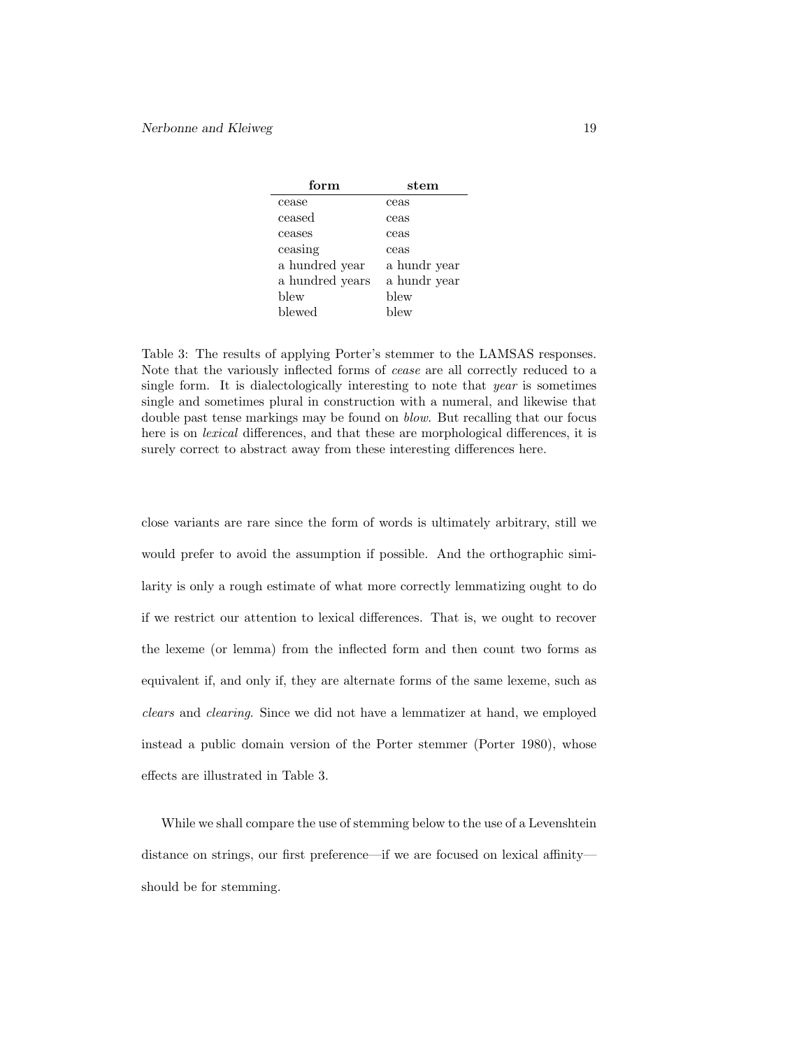| form | stem |
|---|---|
| cease | ceas |
| ceased | ceas |
| ceases | ceas |
| ceasing | ceas |
| a hundred year | a hundr year |
| a hundred years | a hundr year |
| blew | blew |
| blewed | blew |

Table 3: The results of applying Porter's stemmer to the LAMSAS responses. Note that the variously inflected forms of *cease* are all correctly reduced to a single form. It is dialectologically interesting to note that *year* is sometimes single and sometimes plural in construction with a numeral, and likewise that double past tense markings may be found on *blow*. But recalling that our focus here is on *lexical* differences, and that these are morphological differences, it is surely correct to abstract away from these interesting differences here.

close variants are rare since the form of words is ultimately arbitrary, still we would prefer to avoid the assumption if possible. And the orthographic similarity is only a rough estimate of what more correctly lemmatizing ought to do if we restrict our attention to lexical differences. That is, we ought to recover the lexeme (or lemma) from the inflected form and then count two forms as equivalent if, and only if, they are alternate forms of the same lexeme, such as *clears* and *clearing*. Since we did not have a lemmatizer at hand, we employed instead a public domain version of the Porter stemmer (Porter 1980), whose effects are illustrated in Table 3.

While we shall compare the use of stemming below to the use of a Levenshtein distance on strings, our first preference—if we are focused on lexical affinity—should be for stemming.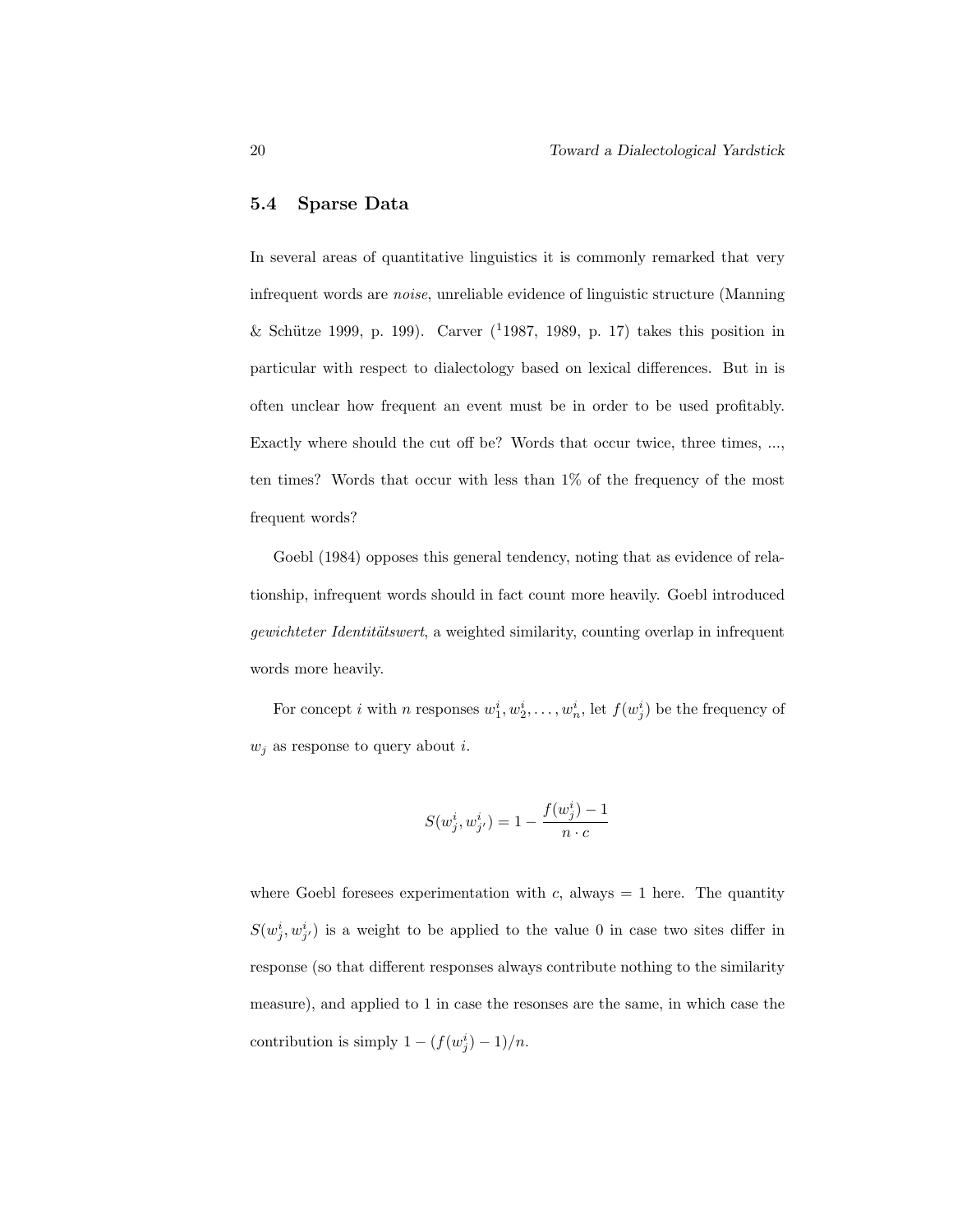## 5.4 Sparse Data

In several areas of quantitative linguistics it is commonly remarked that very infrequent words are *noise*, unreliable evidence of linguistic structure (Manning & Schütze 1999, p. 199). Carver ([1]1987, 1989, p. 17) takes this position in particular with respect to dialectology based on lexical differences. But in is often unclear how frequent an event must be in order to be used profitably. Exactly where should the cut off be? Words that occur twice, three times, ..., ten times? Words that occur with less than 1% of the frequency of the most frequent words?

Goebl (1984) opposes this general tendency, noting that as evidence of relationship, infrequent words should in fact count more heavily. Goebl introduced *gewichteter Identitätswert*, a weighted similarity, counting overlap in infrequent words more heavily.

For concept $i$ with $n$ responses $w_1^i, w_2^i, \ldots, w_n^i$, let $f(w_j^i)$ be the frequency of $w_j$ as response to query about $i$.

$$S(w_j^i, w_{j'}^i) = 1 - \frac{f(w_j^i) - 1}{n \cdot c}$$

where Goebl foresees experimentation with $c$, always $= 1$ here. The quantity $S(w_j^i, w_{j'}^i)$ is a weight to be applied to the value 0 in case two sites differ in response (so that different responses always contribute nothing to the similarity measure), and applied to 1 in case the resonses are the same, in which case the contribution is simply $1 - (f(w_j^i) - 1)/n$.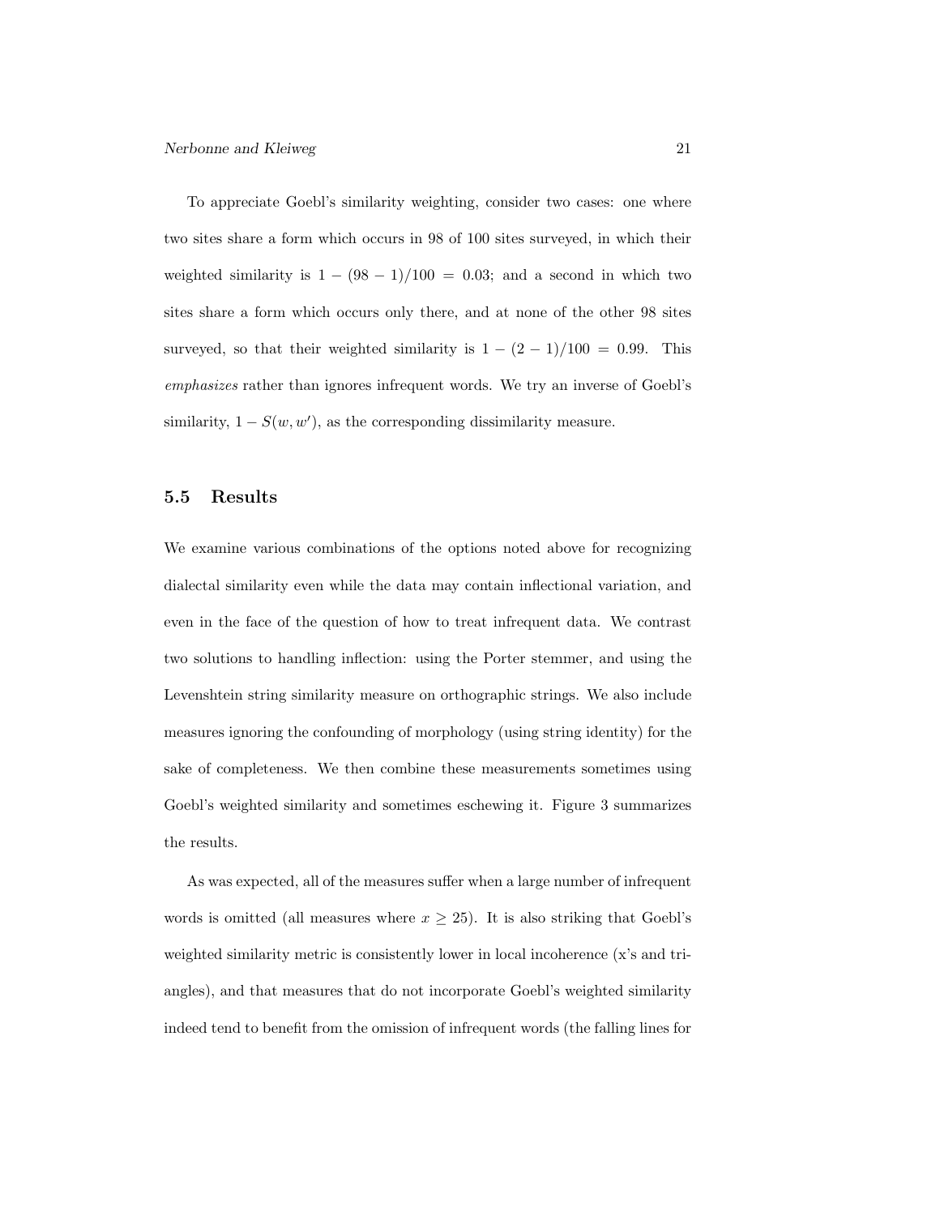To appreciate Goebl's similarity weighting, consider two cases: one where two sites share a form which occurs in 98 of 100 sites surveyed, in which their weighted similarity is $1 - (98 - 1)/100 = 0.03$; and a second in which two sites share a form which occurs only there, and at none of the other 98 sites surveyed, so that their weighted similarity is $1 - (2 - 1)/100 = 0.99$. This *emphasizes* rather than ignores infrequent words. We try an inverse of Goebl's similarity, $1 - S(w, w')$, as the corresponding dissimilarity measure.

### 5.5 Results

We examine various combinations of the options noted above for recognizing dialectal similarity even while the data may contain inflectional variation, and even in the face of the question of how to treat infrequent data. We contrast two solutions to handling inflection: using the Porter stemmer, and using the Levenshtein string similarity measure on orthographic strings. We also include measures ignoring the confounding of morphology (using string identity) for the sake of completeness. We then combine these measurements sometimes using Goebl's weighted similarity and sometimes eschewing it. Figure 3 summarizes the results.

As was expected, all of the measures suffer when a large number of infrequent words is omitted (all measures where $x \geq 25$). It is also striking that Goebl's weighted similarity metric is consistently lower in local incoherence (x's and triangles), and that measures that do not incorporate Goebl's weighted similarity indeed tend to benefit from the omission of infrequent words (the falling lines for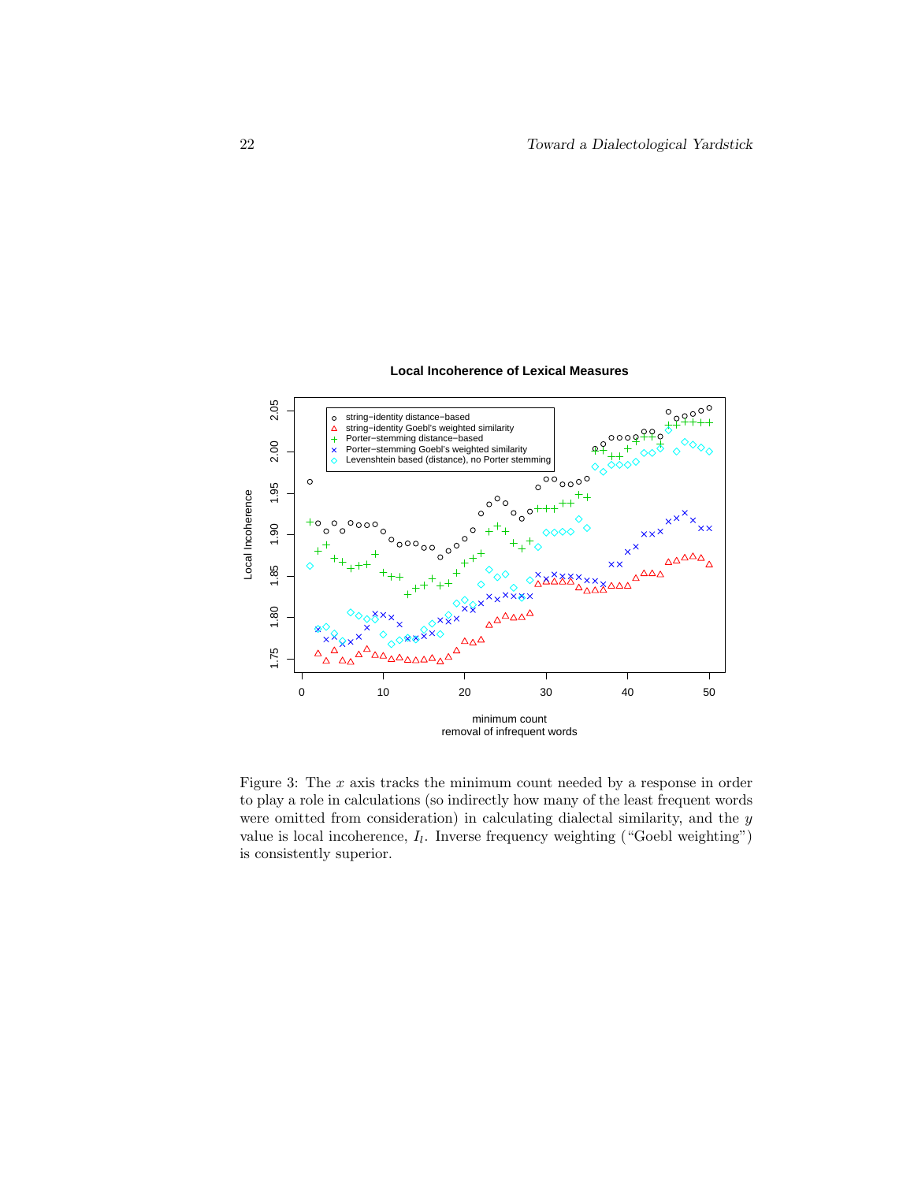Figure 3: The $x$ axis tracks the minimum count needed by a response in order to play a role in calculations (so indirectly how many of the least frequent words were omitted from consideration) in calculating dialectal similarity, and the $y$ value is local incoherence, $I_l$. Inverse frequency weighting ("Goebl weighting") is consistently superior.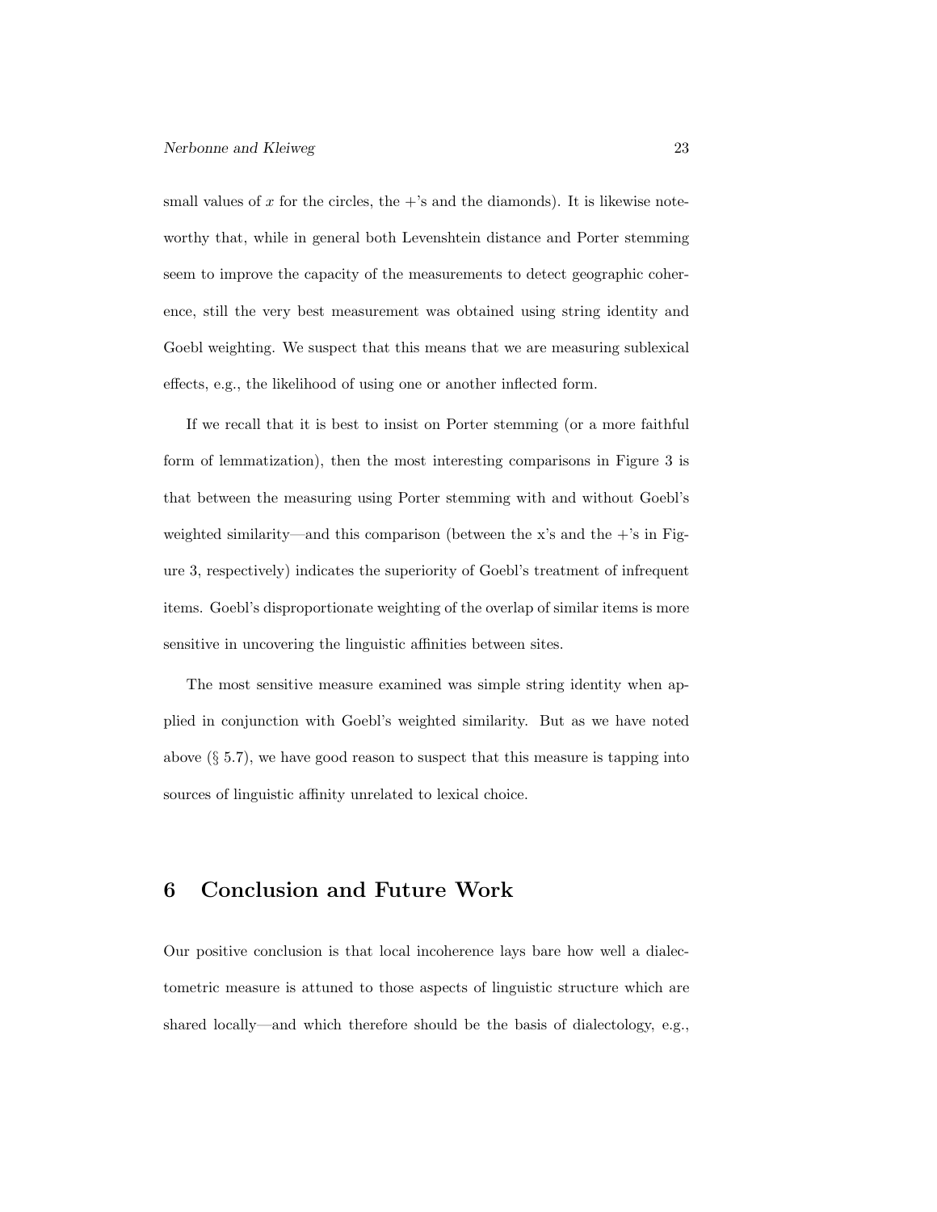small values of $x$ for the circles, the +'s and the diamonds). It is likewise noteworthy that, while in general both Levenshtein distance and Porter stemming seem to improve the capacity of the measurements to detect geographic coherence, still the very best measurement was obtained using string identity and Goebl weighting. We suspect that this means that we are measuring sublexical effects, e.g., the likelihood of using one or another inflected form.

If we recall that it is best to insist on Porter stemming (or a more faithful form of lemmatization), then the most interesting comparisons in Figure 3 is that between the measuring using Porter stemming with and without Goebl's weighted similarity—and this comparison (between the x's and the +'s in Figure 3, respectively) indicates the superiority of Goebl's treatment of infrequent items. Goebl's disproportionate weighting of the overlap of similar items is more sensitive in uncovering the linguistic affinities between sites.

The most sensitive measure examined was simple string identity when applied in conjunction with Goebl's weighted similarity. But as we have noted above (§ 5.7), we have good reason to suspect that this measure is tapping into sources of linguistic affinity unrelated to lexical choice.

# 6 Conclusion and Future Work

Our positive conclusion is that local incoherence lays bare how well a dialectometric measure is attuned to those aspects of linguistic structure which are shared locally—and which therefore should be the basis of dialectology, e.g.,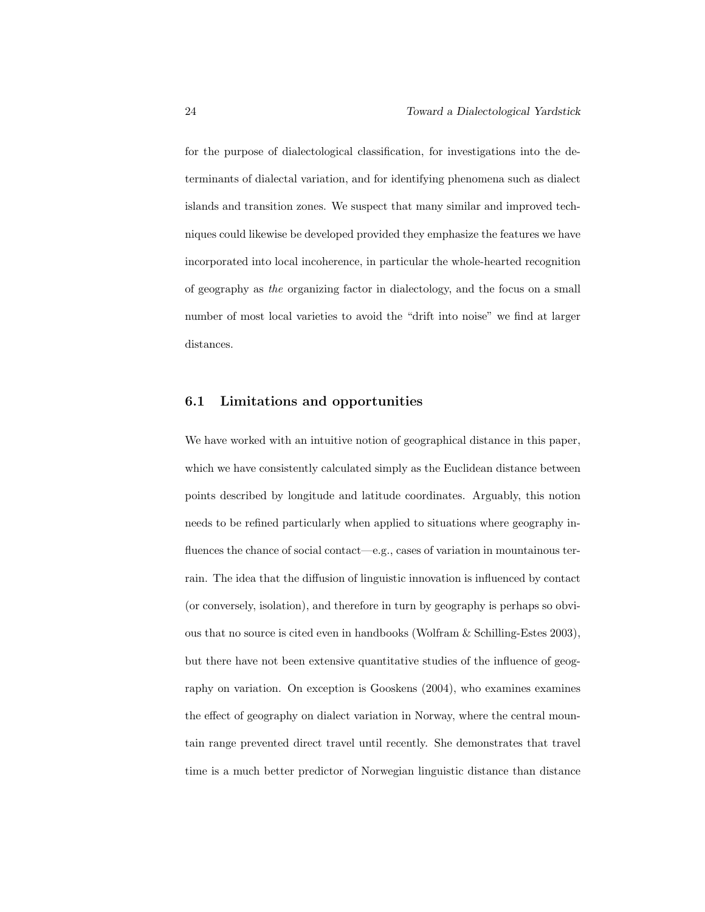for the purpose of dialectological classification, for investigations into the determinants of dialectal variation, and for identifying phenomena such as dialect islands and transition zones. We suspect that many similar and improved techniques could likewise be developed provided they emphasize the features we have incorporated into local incoherence, in particular the whole-hearted recognition of geography as *the* organizing factor in dialectology, and the focus on a small number of most local varieties to avoid the "drift into noise" we find at larger distances.

## 6.1 Limitations and opportunities

We have worked with an intuitive notion of geographical distance in this paper, which we have consistently calculated simply as the Euclidean distance between points described by longitude and latitude coordinates. Arguably, this notion needs to be refined particularly when applied to situations where geography influences the chance of social contact—e.g., cases of variation in mountainous terrain. The idea that the diffusion of linguistic innovation is influenced by contact (or conversely, isolation), and therefore in turn by geography is perhaps so obvious that no source is cited even in handbooks (Wolfram & Schilling-Estes 2003), but there have not been extensive quantitative studies of the influence of geography on variation. On exception is Gooskens (2004), who examines examines the effect of geography on dialect variation in Norway, where the central mountain range prevented direct travel until recently. She demonstrates that travel time is a much better predictor of Norwegian linguistic distance than distance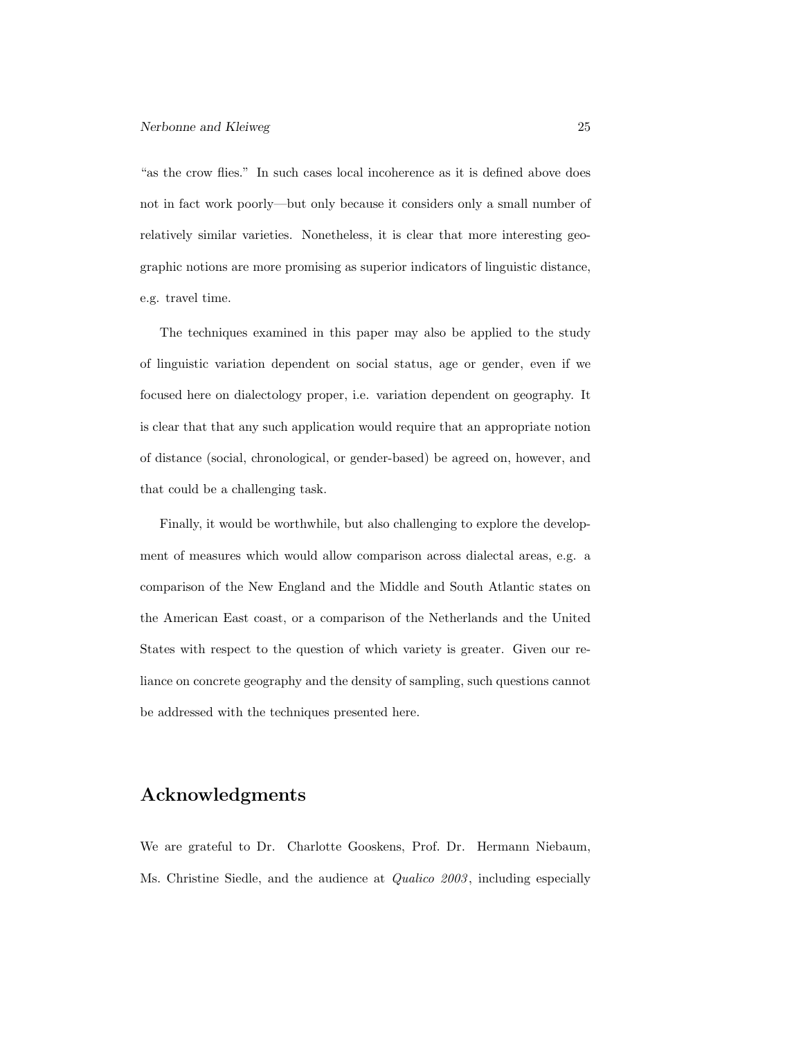"as the crow flies." In such cases local incoherence as it is defined above does not in fact work poorly—but only because it considers only a small number of relatively similar varieties. Nonetheless, it is clear that more interesting geographic notions are more promising as superior indicators of linguistic distance, e.g. travel time.

The techniques examined in this paper may also be applied to the study of linguistic variation dependent on social status, age or gender, even if we focused here on dialectology proper, i.e. variation dependent on geography. It is clear that that any such application would require that an appropriate notion of distance (social, chronological, or gender-based) be agreed on, however, and that could be a challenging task.

Finally, it would be worthwhile, but also challenging to explore the development of measures which would allow comparison across dialectal areas, e.g. a comparison of the New England and the Middle and South Atlantic states on the American East coast, or a comparison of the Netherlands and the United States with respect to the question of which variety is greater. Given our reliance on concrete geography and the density of sampling, such questions cannot be addressed with the techniques presented here.

## Acknowledgments

We are grateful to Dr. Charlotte Gooskens, Prof. Dr. Hermann Niebaum, Ms. Christine Siedle, and the audience at *Qualico 2003*, including especially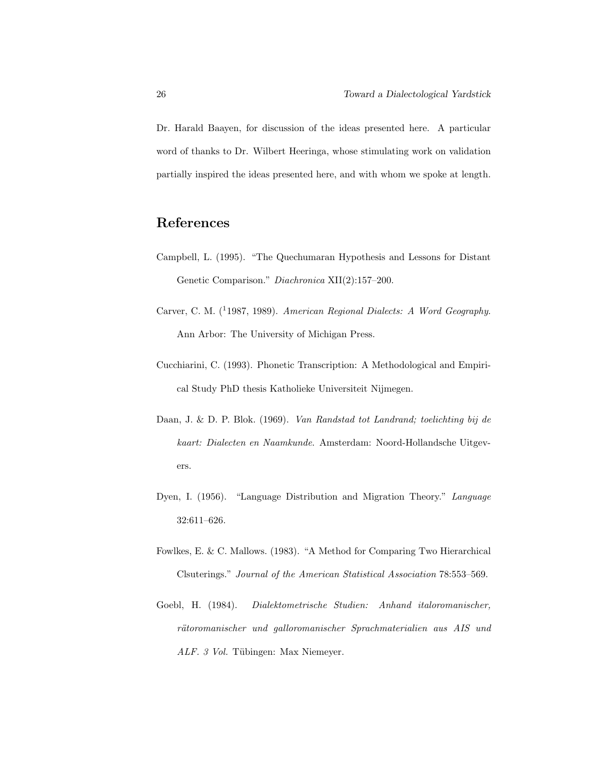Dr. Harald Baayen, for discussion of the ideas presented here. A particular word of thanks to Dr. Wilbert Heeringa, whose stimulating work on validation partially inspired the ideas presented here, and with whom we spoke at length.

## References

Campbell, L. (1995). "The Quechumaran Hypothesis and Lessons for Distant Genetic Comparison." *Diachronica* XII(2):157–200.

Carver, C. M. ([1]1987, 1989). *American Regional Dialects: A Word Geography*. Ann Arbor: The University of Michigan Press.

Cucchiarini, C. (1993). Phonetic Transcription: A Methodological and Empirical Study PhD thesis Katholieke Universiteit Nijmegen.

Daan, J. & D. P. Blok. (1969). *Van Randstad tot Landrand; toelichting bij de kaart: Dialecten en Naamkunde*. Amsterdam: Noord-Hollandsche Uitgevers.

Dyen, I. (1956). "Language Distribution and Migration Theory." *Language* 32:611–626.

Fowlkes, E. & C. Mallows. (1983). "A Method for Comparing Two Hierarchical Clsuterings." *Journal of the American Statistical Association* 78:553–569.

Goebl, H. (1984). *Dialektometrische Studien: Anhand italoromanischer, rätoromanischer und galloromanischer Sprachmaterialien aus AIS und ALF. 3 Vol.* Tübingen: Max Niemeyer.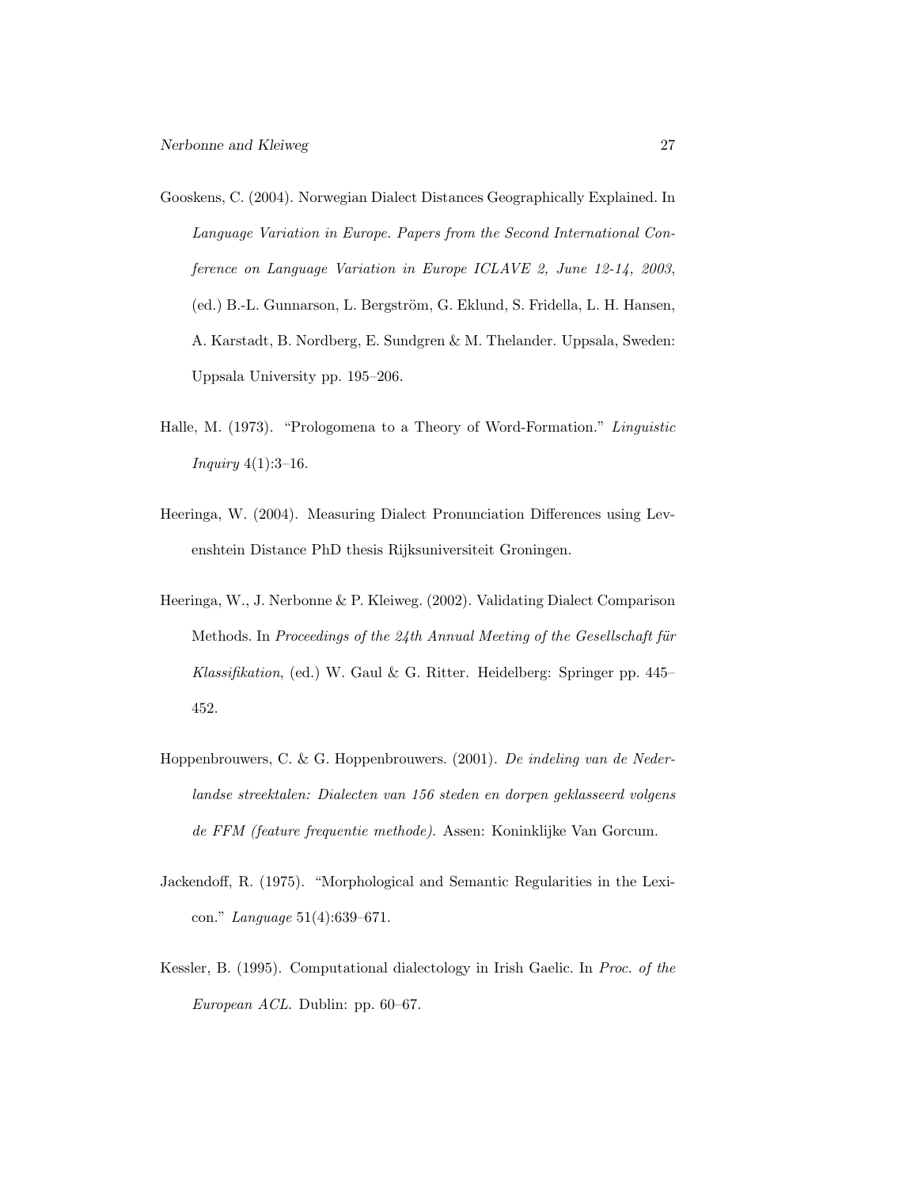Gooskens, C. (2004). Norwegian Dialect Distances Geographically Explained. In *Language Variation in Europe. Papers from the Second International Conference on Language Variation in Europe ICLAVE 2, June 12-14, 2003*, (ed.) B.-L. Gunnarson, L. Bergström, G. Eklund, S. Fridella, L. H. Hansen, A. Karstadt, B. Nordberg, E. Sundgren & M. Thelander. Uppsala, Sweden: Uppsala University pp. 195–206.

Halle, M. (1973). "Prologomena to a Theory of Word-Formation." *Linguistic Inquiry* 4(1):3–16.

Heeringa, W. (2004). Measuring Dialect Pronunciation Differences using Levenshtein Distance PhD thesis Rijksuniversiteit Groningen.

Heeringa, W., J. Nerbonne & P. Kleiweg. (2002). Validating Dialect Comparison Methods. In *Proceedings of the 24th Annual Meeting of the Gesellschaft für Klassifikation*, (ed.) W. Gaul & G. Ritter. Heidelberg: Springer pp. 445–452.

Hoppenbrouwers, C. & G. Hoppenbrouwers. (2001). *De indeling van de Nederlandse streektalen: Dialecten van 156 steden en dorpen geklasseerd volgens de FFM (feature frequentie methode)*. Assen: Koninklijke Van Gorcum.

Jackendoff, R. (1975). "Morphological and Semantic Regularities in the Lexicon." *Language* 51(4):639–671.

Kessler, B. (1995). Computational dialectology in Irish Gaelic. In *Proc. of the European ACL*. Dublin: pp. 60–67.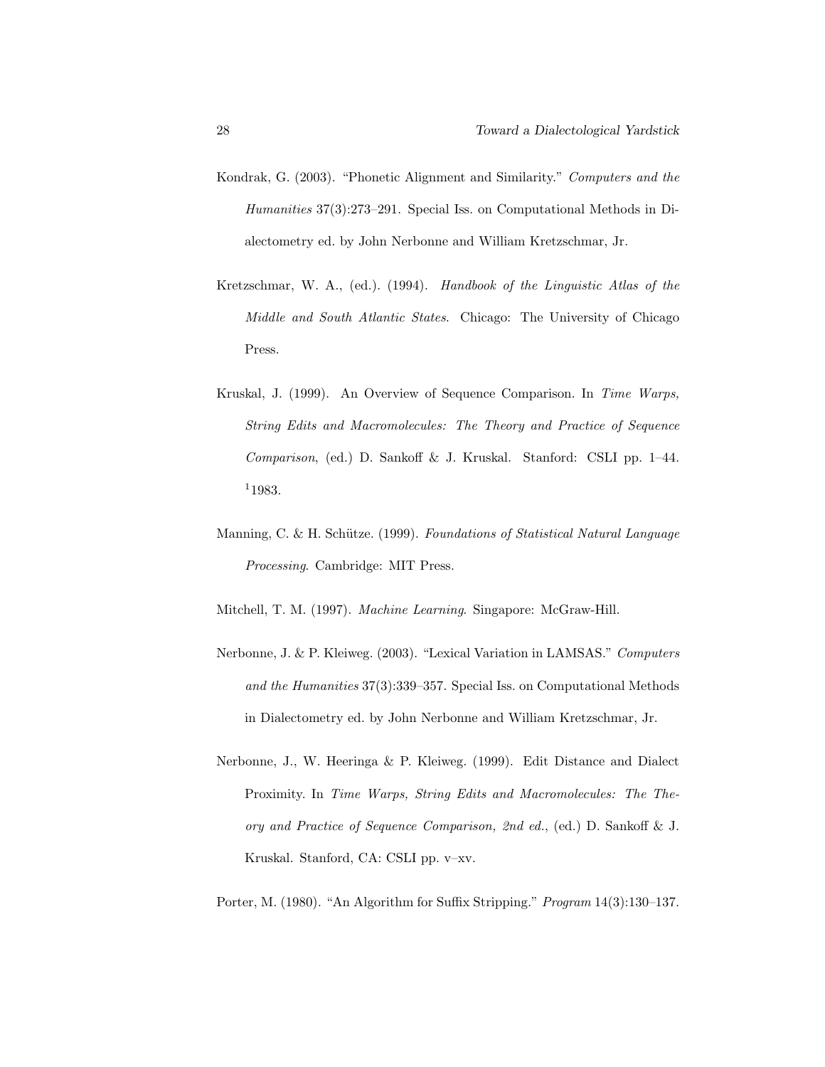Kondrak, G. (2003). "Phonetic Alignment and Similarity." *Computers and the Humanities* 37(3):273–291. Special Iss. on Computational Methods in Dialectometry ed. by John Nerbonne and William Kretzschmar, Jr.

Kretzschmar, W. A., (ed.). (1994). *Handbook of the Linguistic Atlas of the Middle and South Atlantic States*. Chicago: The University of Chicago Press.

Kruskal, J. (1999). An Overview of Sequence Comparison. In *Time Warps, String Edits and Macromolecules: The Theory and Practice of Sequence Comparison*, (ed.) D. Sankoff & J. Kruskal. Stanford: CSLI pp. 1–44. [1]1983.

Manning, C. & H. Schütze. (1999). *Foundations of Statistical Natural Language Processing*. Cambridge: MIT Press.

Mitchell, T. M. (1997). *Machine Learning*. Singapore: McGraw-Hill.

Nerbonne, J. & P. Kleiweg. (2003). "Lexical Variation in LAMSAS." *Computers and the Humanities* 37(3):339–357. Special Iss. on Computational Methods in Dialectometry ed. by John Nerbonne and William Kretzschmar, Jr.

Nerbonne, J., W. Heeringa & P. Kleiweg. (1999). Edit Distance and Dialect Proximity. In *Time Warps, String Edits and Macromolecules: The Theory and Practice of Sequence Comparison, 2nd ed.*, (ed.) D. Sankoff & J. Kruskal. Stanford, CA: CSLI pp. v–xv.

Porter, M. (1980). "An Algorithm for Suffix Stripping." *Program* 14(3):130–137.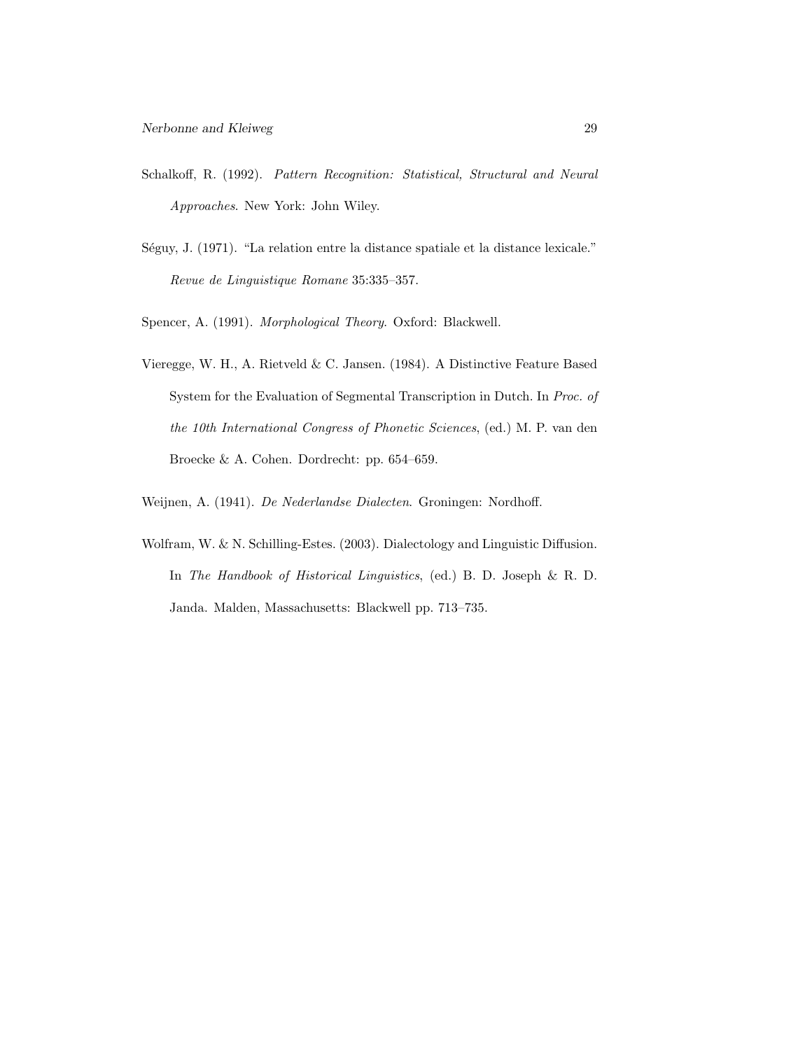Schalkoff, R. (1992). *Pattern Recognition: Statistical, Structural and Neural Approaches*. New York: John Wiley.

Séguy, J. (1971). "La relation entre la distance spatiale et la distance lexicale." *Revue de Linguistique Romane* 35:335–357.

Spencer, A. (1991). *Morphological Theory*. Oxford: Blackwell.

Vieregge, W. H., A. Rietveld & C. Jansen. (1984). A Distinctive Feature Based System for the Evaluation of Segmental Transcription in Dutch. In *Proc. of the 10th International Congress of Phonetic Sciences*, (ed.) M. P. van den Broecke & A. Cohen. Dordrecht: pp. 654–659.

Weijnen, A. (1941). *De Nederlandse Dialecten*. Groningen: Nordhoff.

Wolfram, W. & N. Schilling-Estes. (2003). Dialectology and Linguistic Diffusion. In *The Handbook of Historical Linguistics*, (ed.) B. D. Joseph & R. D. Janda. Malden, Massachusetts: Blackwell pp. 713–735.